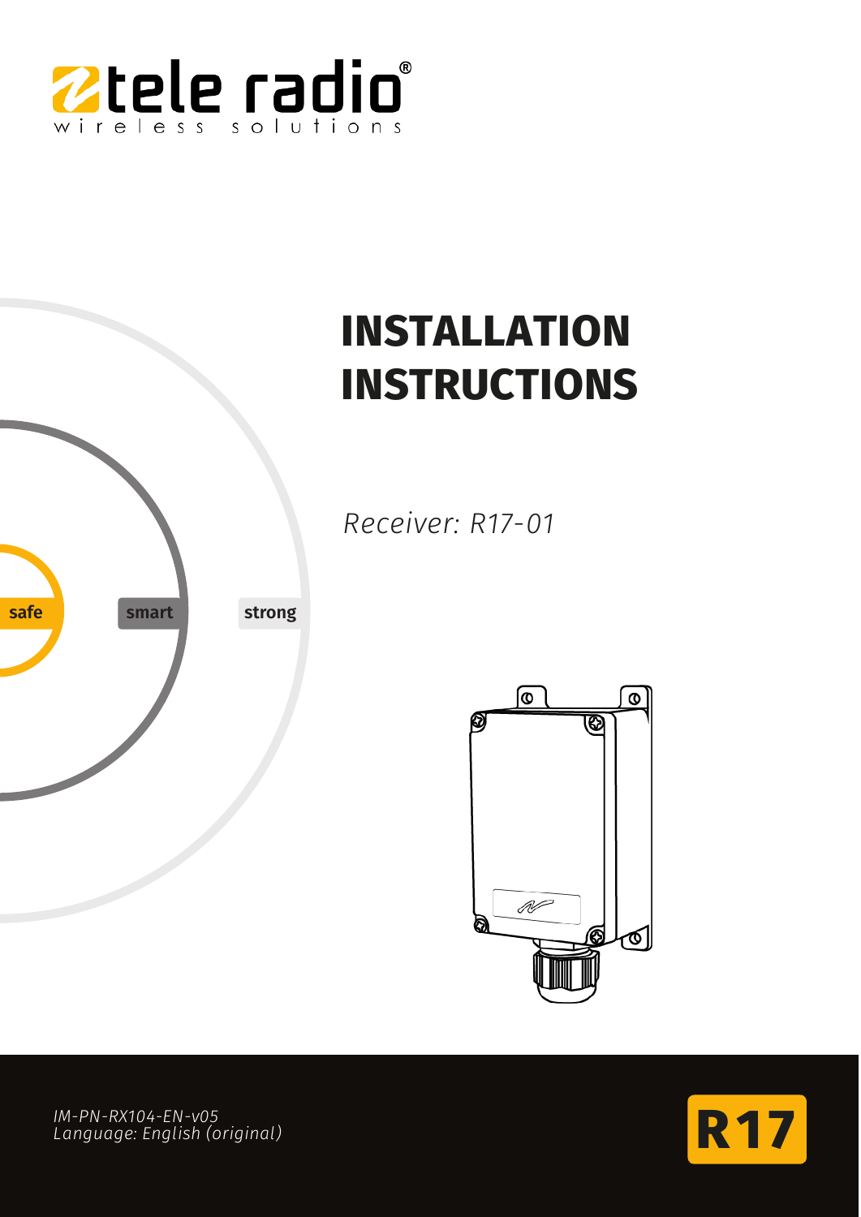tele radio

wireless solutions

# INSTALLATION INSTRUCTIONS

*Receiver: R17-01*

safe smart strong

*IM-PN-RX104-EN-v05*
*Language: English (original)*

R17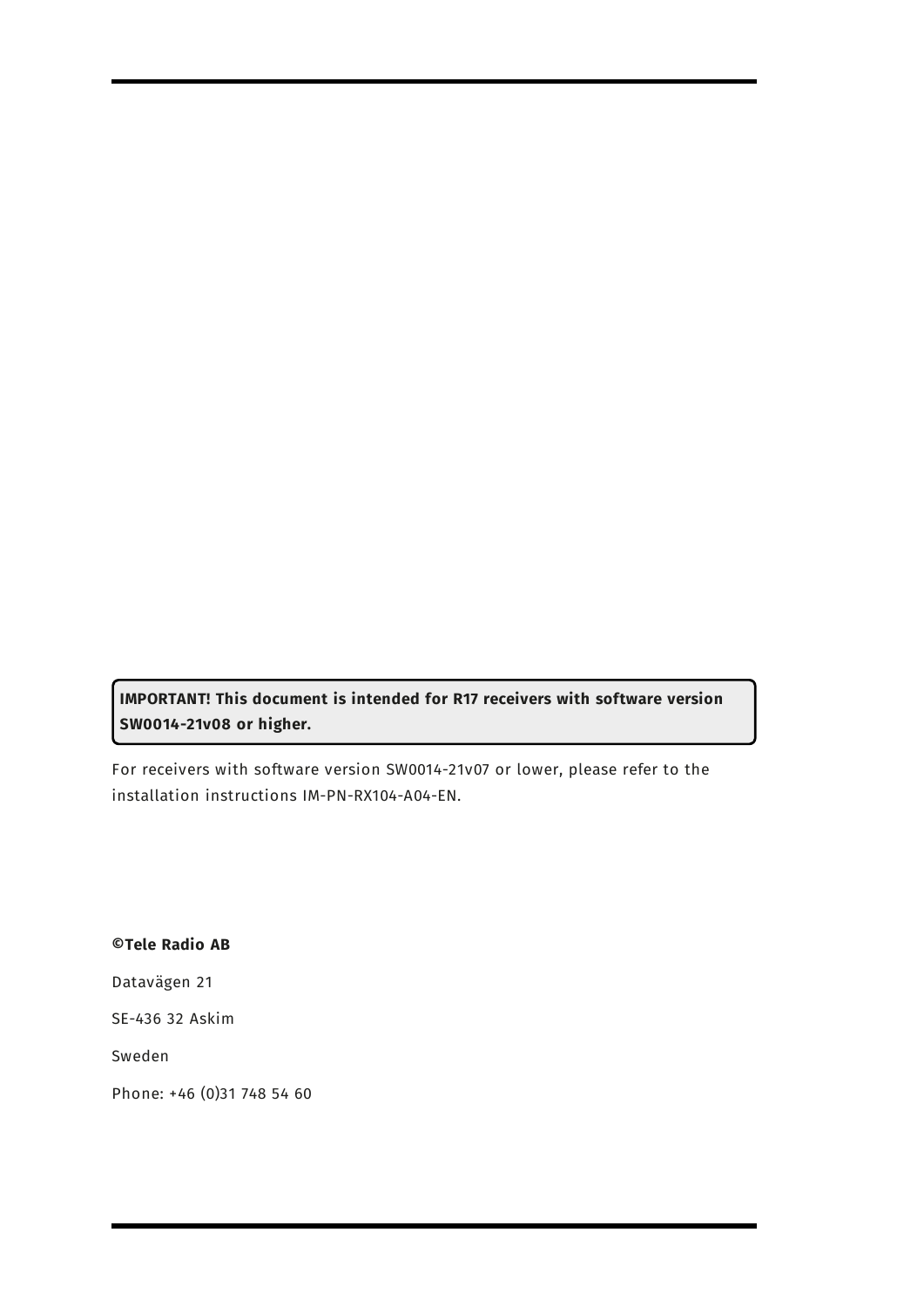**IMPORTANT! This document is intended for R17 receivers with software version SW0014-21v08 or higher.**

For receivers with software version SW0014-21v07 or lower, please refer to the installation instructions IM-PN-RX104-A04-EN.

**©Tele Radio AB**

Datavägen 21

SE-436 32 Askim

Sweden

Phone: +46 (0)31 748 54 60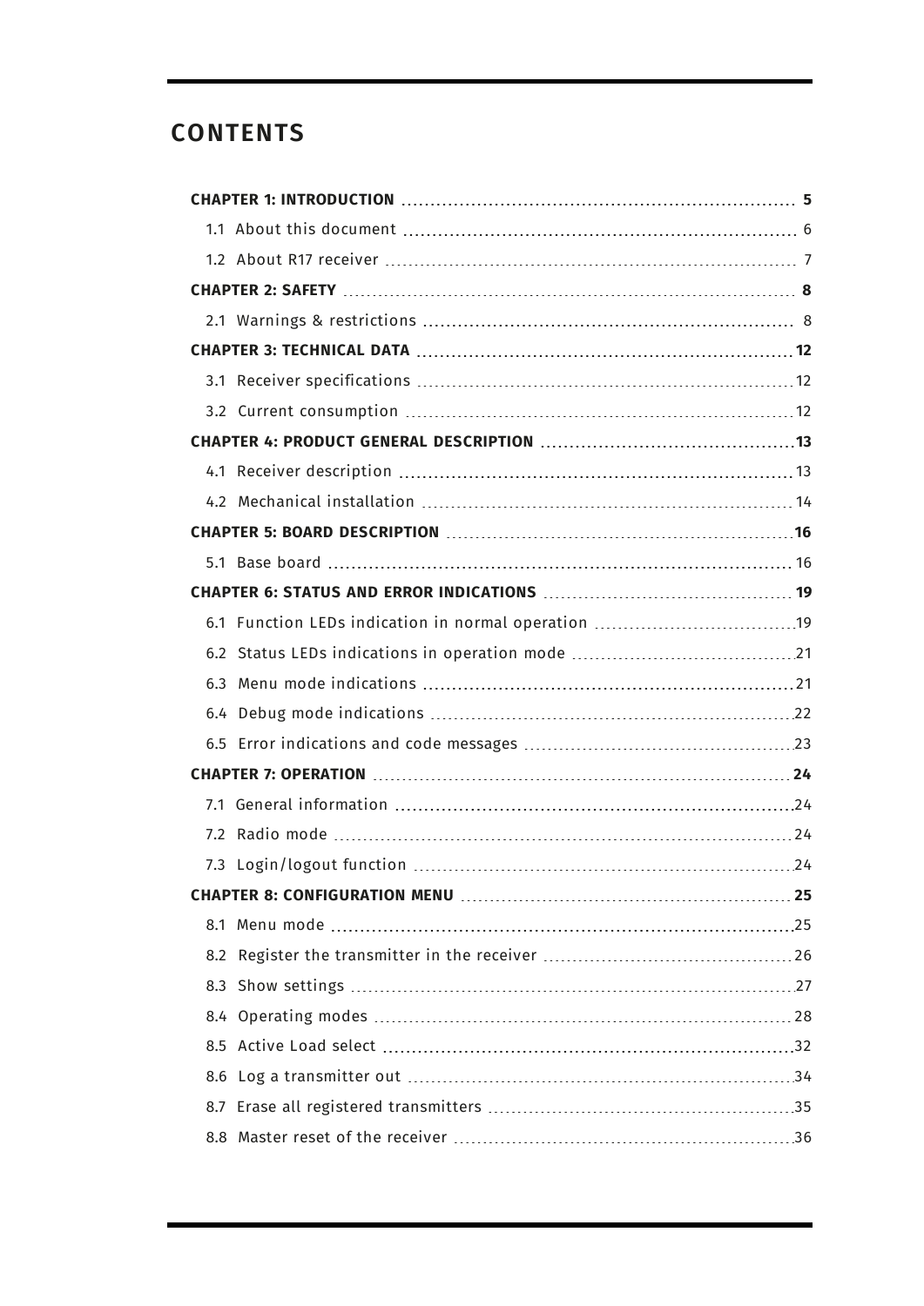# CONTENTS

| | |
|---|---|
| **CHAPTER 1: INTRODUCTION** | **5** |
| 1.1 About this document | 6 |
| 1.2 About R17 receiver | 7 |
| **CHAPTER 2: SAFETY** | **8** |
| 2.1 Warnings & restrictions | 8 |
| **CHAPTER 3: TECHNICAL DATA** | **12** |
| 3.1 Receiver specifications | 12 |
| 3.2 Current consumption | 12 |
| **CHAPTER 4: PRODUCT GENERAL DESCRIPTION** | **13** |
| 4.1 Receiver description | 13 |
| 4.2 Mechanical installation | 14 |
| **CHAPTER 5: BOARD DESCRIPTION** | **16** |
| 5.1 Base board | 16 |
| **CHAPTER 6: STATUS AND ERROR INDICATIONS** | **19** |
| 6.1 Function LEDs indication in normal operation | 19 |
| 6.2 Status LEDs indications in operation mode | 21 |
| 6.3 Menu mode indications | 21 |
| 6.4 Debug mode indications | 22 |
| 6.5 Error indications and code messages | 23 |
| **CHAPTER 7: OPERATION** | **24** |
| 7.1 General information | 24 |
| 7.2 Radio mode | 24 |
| 7.3 Login/logout function | 24 |
| **CHAPTER 8: CONFIGURATION MENU** | **25** |
| 8.1 Menu mode | 25 |
| 8.2 Register the transmitter in the receiver | 26 |
| 8.3 Show settings | 27 |
| 8.4 Operating modes | 28 |
| 8.5 Active Load select | 32 |
| 8.6 Log a transmitter out | 34 |
| 8.7 Erase all registered transmitters | 35 |
| 8.8 Master reset of the receiver | 36 |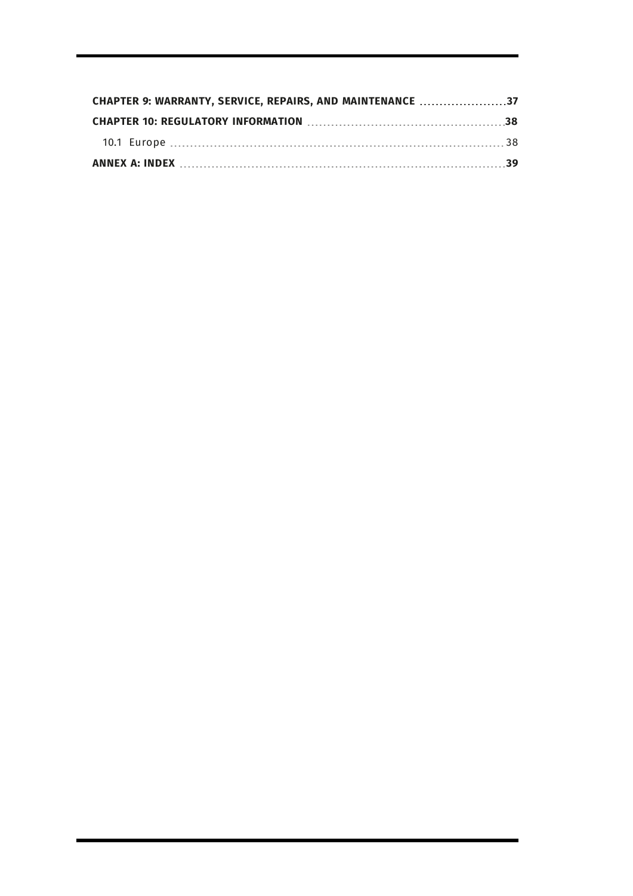**CHAPTER 9: WARRANTY, SERVICE, REPAIRS, AND MAINTENANCE** ..................... **37**

**CHAPTER 10: REGULATORY INFORMATION** ..................... **38**

10.1 Europe ..................... 38

**ANNEX A: INDEX** ..................... **39**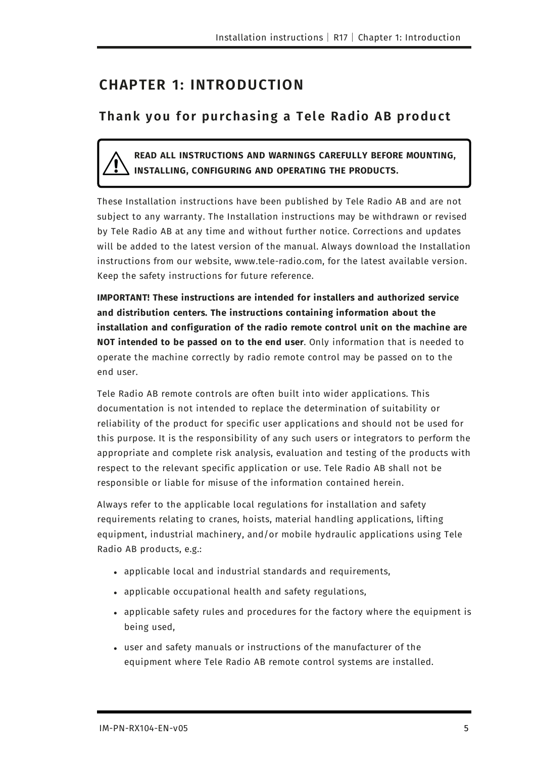# CHAPTER 1: INTRODUCTION

## Thank you for purchasing a Tele Radio AB product

> ⚠ **READ ALL INSTRUCTIONS AND WARNINGS CAREFULLY BEFORE MOUNTING, INSTALLING, CONFIGURING AND OPERATING THE PRODUCTS.**

These Installation instructions have been published by Tele Radio AB and are not subject to any warranty. The Installation instructions may be withdrawn or revised by Tele Radio AB at any time and without further notice. Corrections and updates will be added to the latest version of the manual. Always download the Installation instructions from our website, www.tele-radio.com, for the latest available version. Keep the safety instructions for future reference.

**IMPORTANT! These instructions are intended for installers and authorized service and distribution centers. The instructions containing information about the installation and configuration of the radio remote control unit on the machine are NOT intended to be passed on to the end user**. Only information that is needed to operate the machine correctly by radio remote control may be passed on to the end user.

Tele Radio AB remote controls are often built into wider applications. This documentation is not intended to replace the determination of suitability or reliability of the product for specific user applications and should not be used for this purpose. It is the responsibility of any such users or integrators to perform the appropriate and complete risk analysis, evaluation and testing of the products with respect to the relevant specific application or use. Tele Radio AB shall not be responsible or liable for misuse of the information contained herein.

Always refer to the applicable local regulations for installation and safety requirements relating to cranes, hoists, material handling applications, lifting equipment, industrial machinery, and/or mobile hydraulic applications using Tele Radio AB products, e.g.:

- applicable local and industrial standards and requirements,
- applicable occupational health and safety regulations,
- applicable safety rules and procedures for the factory where the equipment is being used,
- user and safety manuals or instructions of the manufacturer of the equipment where Tele Radio AB remote control systems are installed.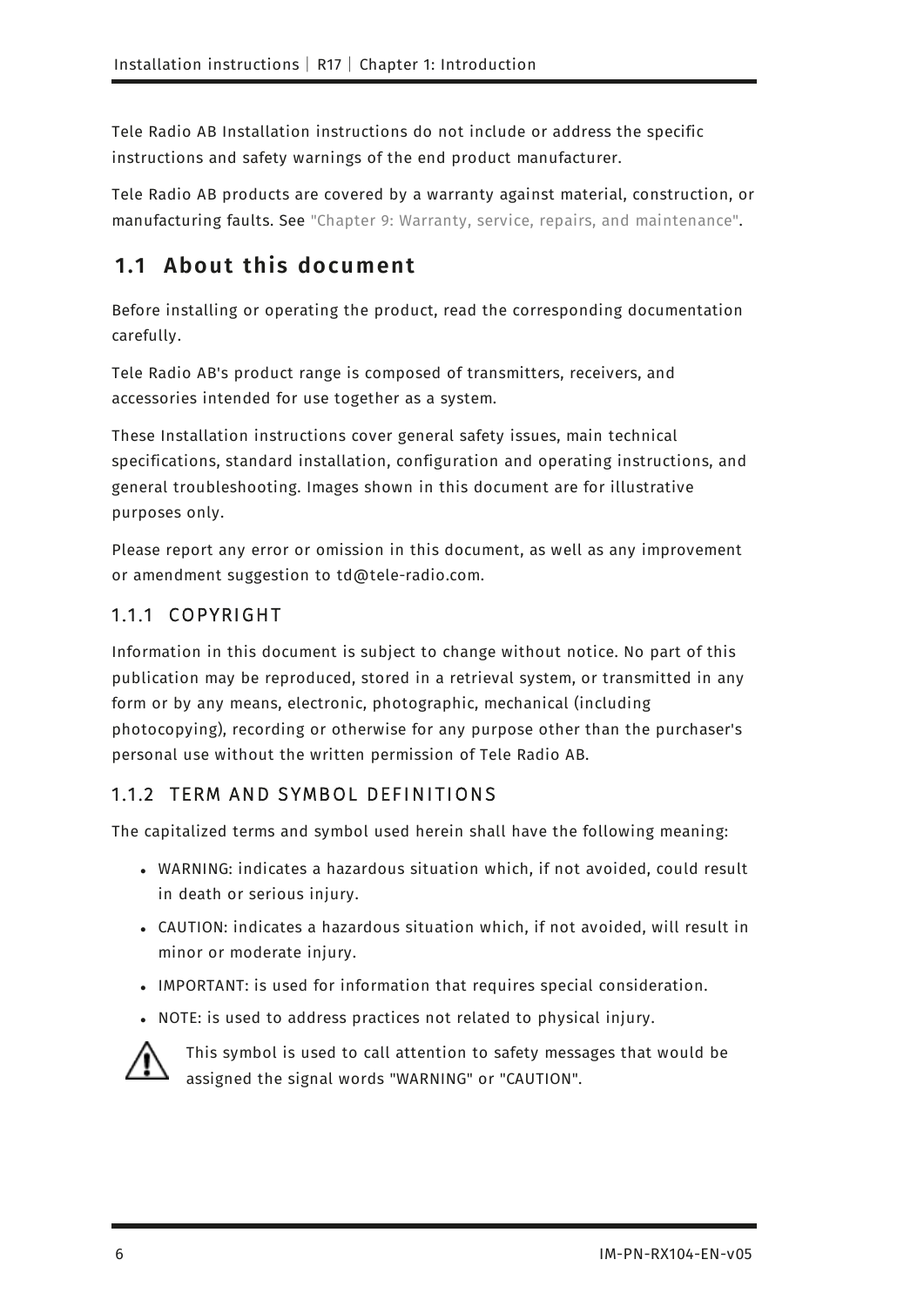Tele Radio AB Installation instructions do not include or address the specific instructions and safety warnings of the end product manufacturer.

Tele Radio AB products are covered by a warranty against material, construction, or manufacturing faults. See "Chapter 9: Warranty, service, repairs, and maintenance".

## 1.1 About this document

Before installing or operating the product, read the corresponding documentation carefully.

Tele Radio AB's product range is composed of transmitters, receivers, and accessories intended for use together as a system.

These Installation instructions cover general safety issues, main technical specifications, standard installation, configuration and operating instructions, and general troubleshooting. Images shown in this document are for illustrative purposes only.

Please report any error or omission in this document, as well as any improvement or amendment suggestion to td@tele-radio.com.

### 1.1.1 COPYRIGHT

Information in this document is subject to change without notice. No part of this publication may be reproduced, stored in a retrieval system, or transmitted in any form or by any means, electronic, photographic, mechanical (including photocopying), recording or otherwise for any purpose other than the purchaser's personal use without the written permission of Tele Radio AB.

### 1.1.2 TERM AND SYMBOL DEFINITIONS

The capitalized terms and symbol used herein shall have the following meaning:

- WARNING: indicates a hazardous situation which, if not avoided, could result in death or serious injury.
- CAUTION: indicates a hazardous situation which, if not avoided, will result in minor or moderate injury.
- IMPORTANT: is used for information that requires special consideration.
- NOTE: is used to address practices not related to physical injury.

⚠ This symbol is used to call attention to safety messages that would be assigned the signal words "WARNING" or "CAUTION".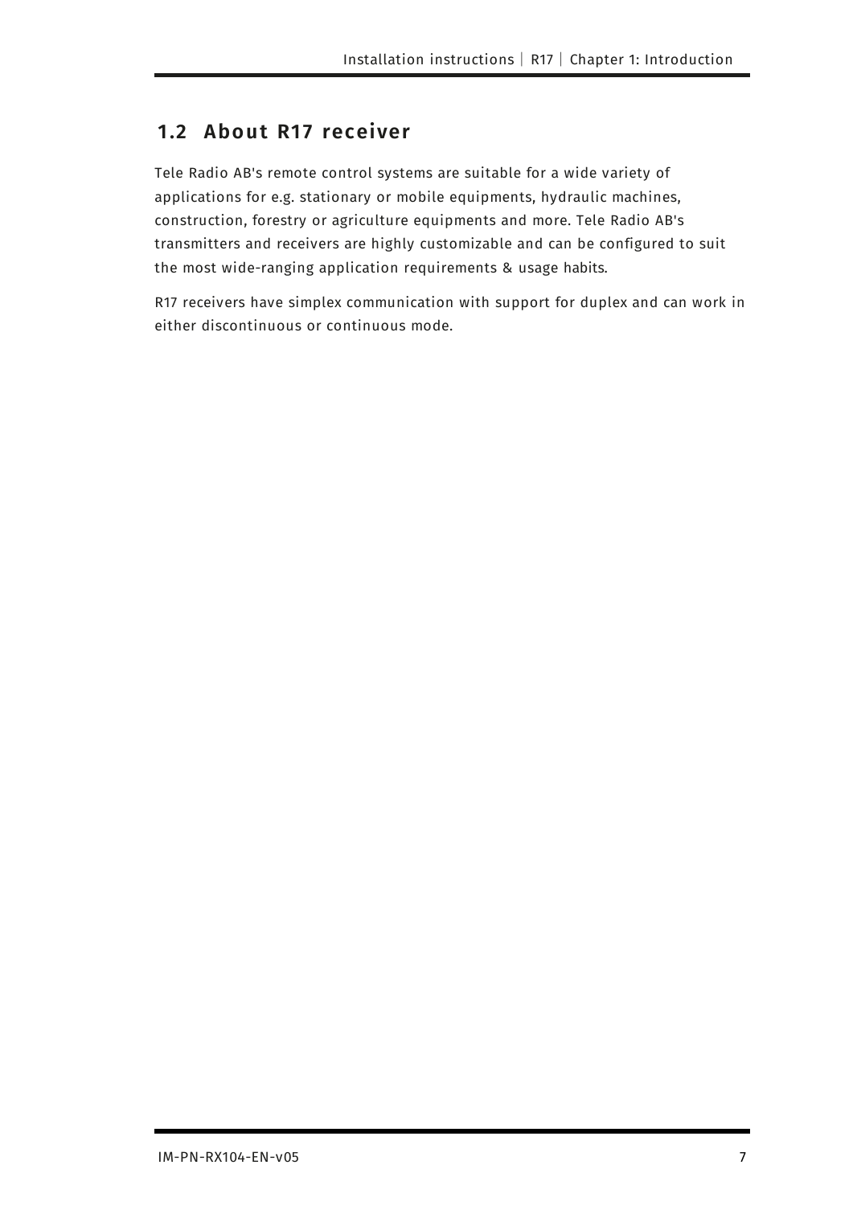## 1.2 About R17 receiver

Tele Radio AB's remote control systems are suitable for a wide variety of applications for e.g. stationary or mobile equipments, hydraulic machines, construction, forestry or agriculture equipments and more. Tele Radio AB's transmitters and receivers are highly customizable and can be configured to suit the most wide-ranging application requirements & usage habits.

R17 receivers have simplex communication with support for duplex and can work in either discontinuous or continuous mode.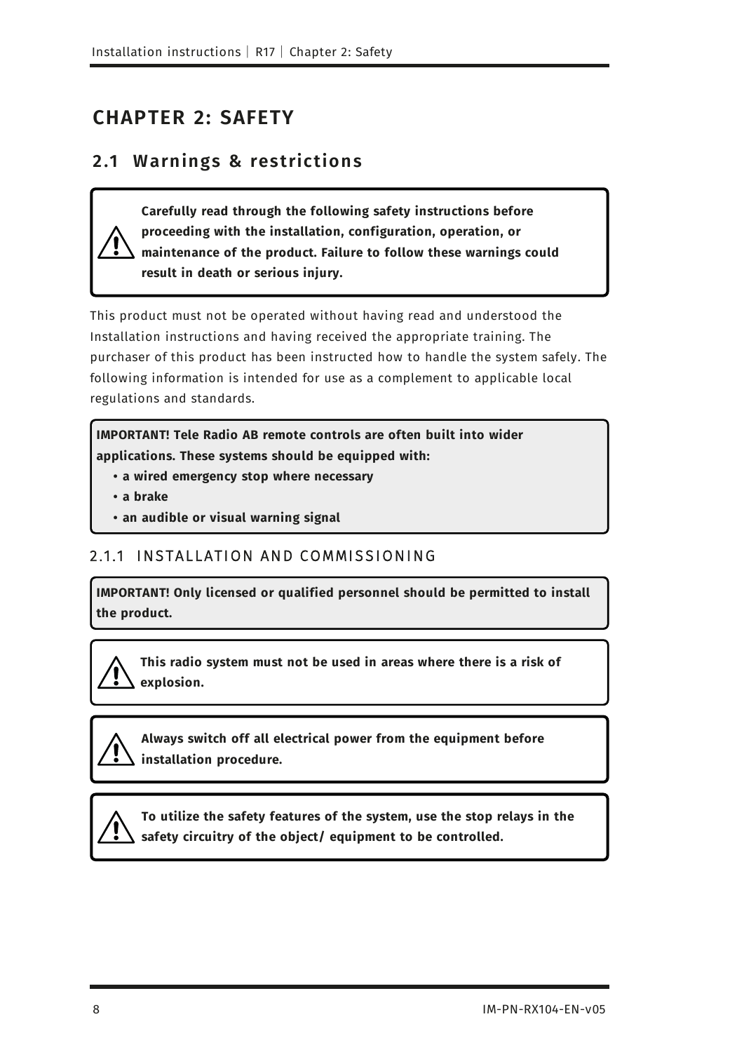# CHAPTER 2: SAFETY

## 2.1 Warnings & restrictions

**Carefully read through the following safety instructions before proceeding with the installation, configuration, operation, or maintenance of the product. Failure to follow these warnings could result in death or serious injury.**

This product must not be operated without having read and understood the Installation instructions and having received the appropriate training. The purchaser of this product has been instructed how to handle the system safely. The following information is intended for use as a complement to applicable local regulations and standards.

**IMPORTANT! Tele Radio AB remote controls are often built into wider applications. These systems should be equipped with:**

- **a wired emergency stop where necessary**
- **a brake**
- **an audible or visual warning signal**

### 2.1.1 INSTALLATION AND COMMISSIONING

**IMPORTANT! Only licensed or qualified personnel should be permitted to install the product.**

**This radio system must not be used in areas where there is a risk of explosion.**

**Always switch off all electrical power from the equipment before installation procedure.**

**To utilize the safety features of the system, use the stop relays in the safety circuitry of the object/ equipment to be controlled.**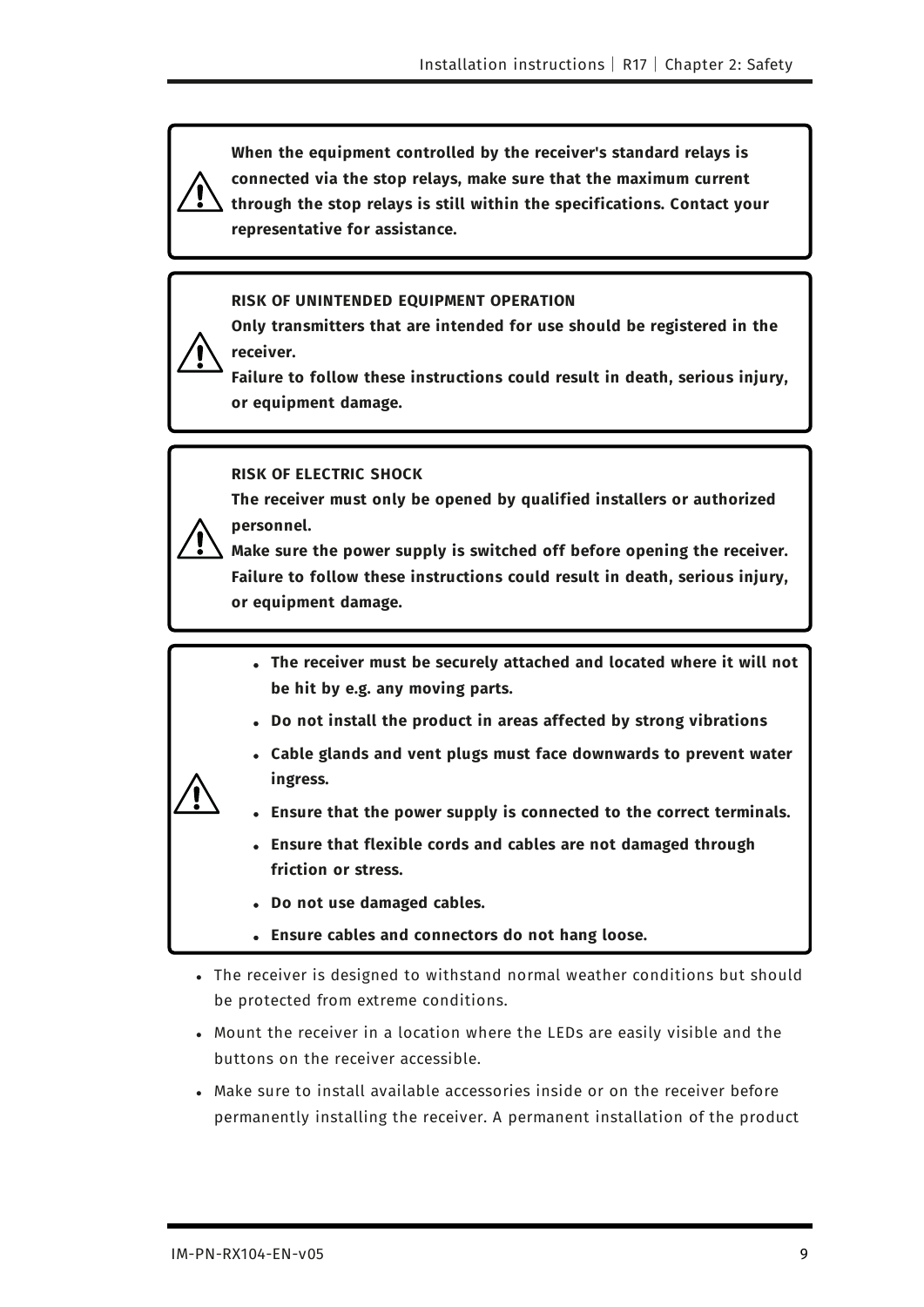> ⚠ **When the equipment controlled by the receiver's standard relays is connected via the stop relays, make sure that the maximum current through the stop relays is still within the specifications. Contact your representative for assistance.**

> ⚠ **RISK OF UNINTENDED EQUIPMENT OPERATION**
>
> **Only transmitters that are intended for use should be registered in the receiver.**
>
> **Failure to follow these instructions could result in death, serious injury, or equipment damage.**

> ⚠ **RISK OF ELECTRIC SHOCK**
>
> **The receiver must only be opened by qualified installers or authorized personnel.**
>
> **Make sure the power supply is switched off before opening the receiver.**
>
> **Failure to follow these instructions could result in death, serious injury, or equipment damage.**

> ⚠
>
> - **The receiver must be securely attached and located where it will not be hit by e.g. any moving parts.**
> - **Do not install the product in areas affected by strong vibrations**
> - **Cable glands and vent plugs must face downwards to prevent water ingress.**
> - **Ensure that the power supply is connected to the correct terminals.**
> - **Ensure that flexible cords and cables are not damaged through friction or stress.**
> - **Do not use damaged cables.**
> - **Ensure cables and connectors do not hang loose.**

- The receiver is designed to withstand normal weather conditions but should be protected from extreme conditions.
- Mount the receiver in a location where the LEDs are easily visible and the buttons on the receiver accessible.
- Make sure to install available accessories inside or on the receiver before permanently installing the receiver. A permanent installation of the product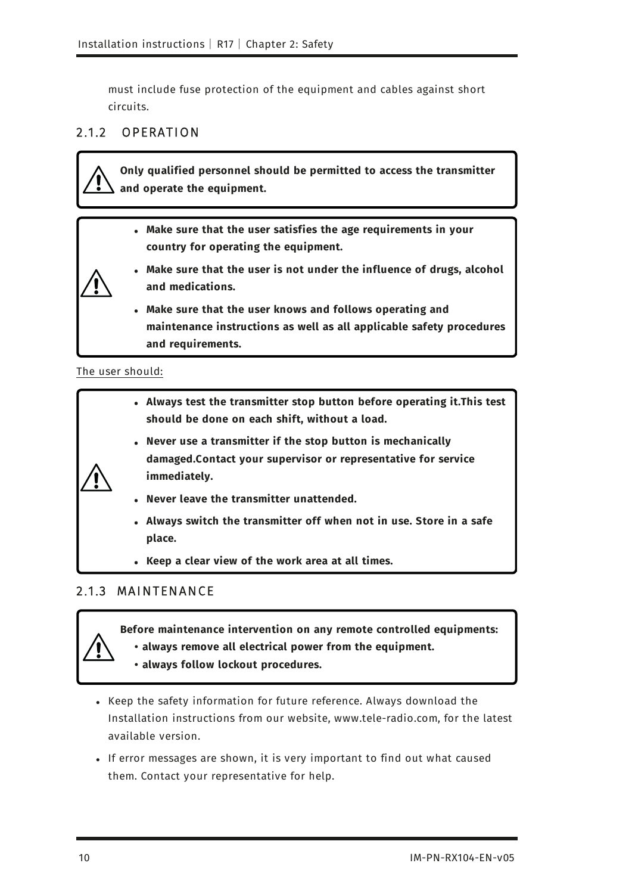must include fuse protection of the equipment and cables against short circuits.

### 2.1.2 OPERATION

**Only qualified personnel should be permitted to access the transmitter and operate the equipment.**

- **Make sure that the user satisfies the age requirements in your country for operating the equipment.**
- **Make sure that the user is not under the influence of drugs, alcohol and medications.**
- **Make sure that the user knows and follows operating and maintenance instructions as well as all applicable safety procedures and requirements.**

The user should:

- **Always test the transmitter stop button before operating it.This test should be done on each shift, without a load.**
- **Never use a transmitter if the stop button is mechanically damaged.Contact your supervisor or representative for service immediately.**
- **Never leave the transmitter unattended.**
- **Always switch the transmitter off when not in use. Store in a safe place.**
- **Keep a clear view of the work area at all times.**

### 2.1.3 MAINTENANCE

**Before maintenance intervention on any remote controlled equipments:**
- **always remove all electrical power from the equipment.**
- **always follow lockout procedures.**

- Keep the safety information for future reference. Always download the Installation instructions from our website, www.tele-radio.com, for the latest available version.
- If error messages are shown, it is very important to find out what caused them. Contact your representative for help.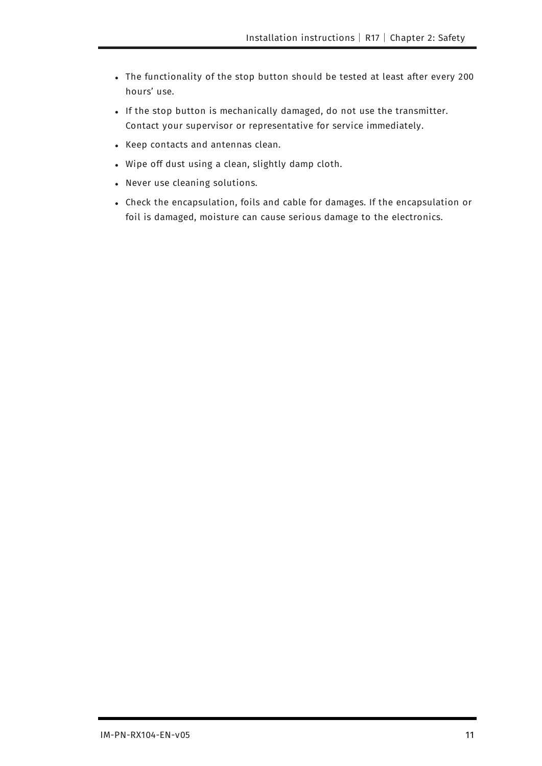- The functionality of the stop button should be tested at least after every 200 hours' use.
- If the stop button is mechanically damaged, do not use the transmitter. Contact your supervisor or representative for service immediately.
- Keep contacts and antennas clean.
- Wipe off dust using a clean, slightly damp cloth.
- Never use cleaning solutions.
- Check the encapsulation, foils and cable for damages. If the encapsulation or foil is damaged, moisture can cause serious damage to the electronics.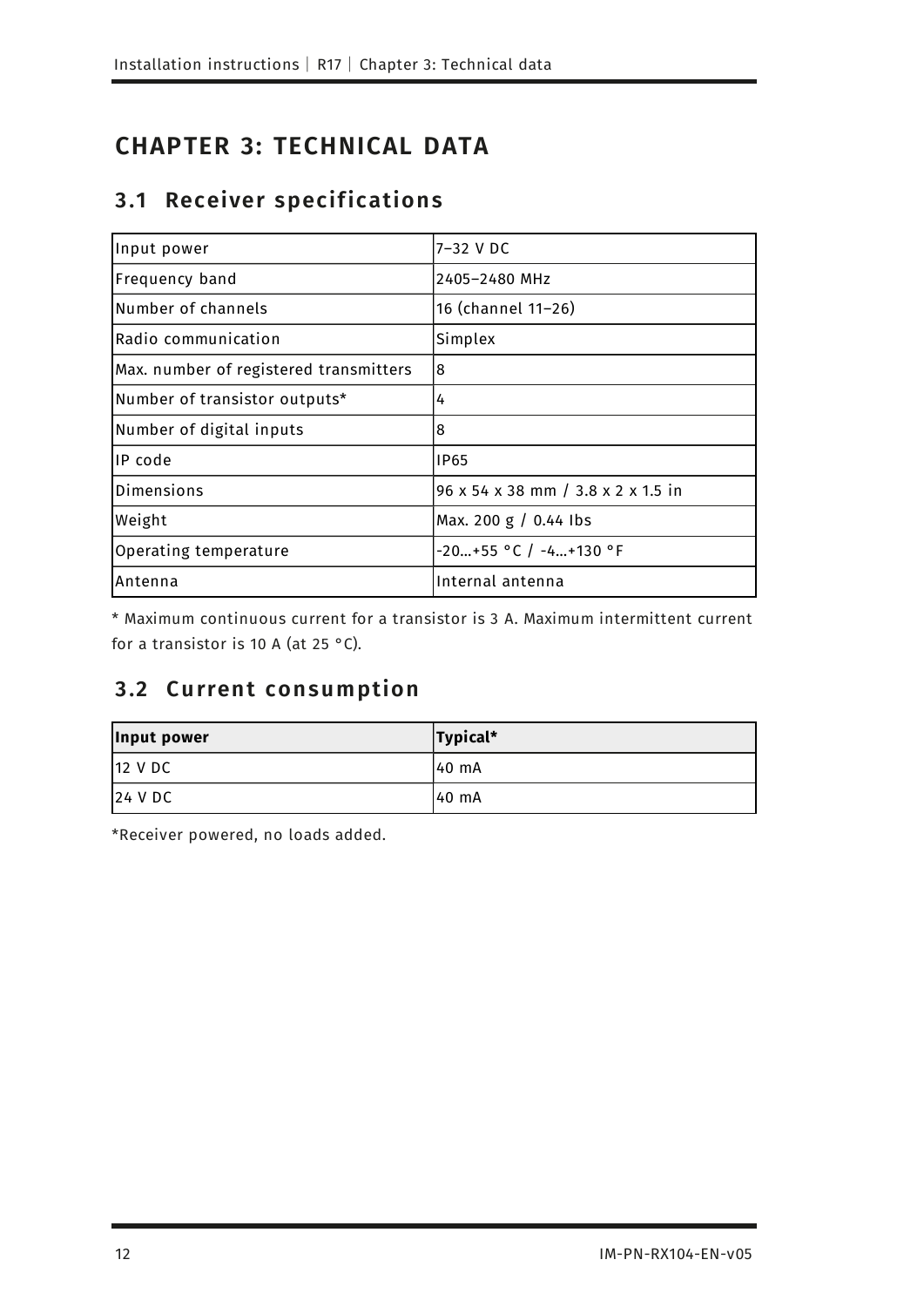# CHAPTER 3: TECHNICAL DATA

## 3.1 Receiver specifications

| Input power | 7–32 V DC |
|---|---|
| Frequency band | 2405–2480 MHz |
| Number of channels | 16 (channel 11–26) |
| Radio communication | Simplex |
| Max. number of registered transmitters | 8 |
| Number of transistor outputs* | 4 |
| Number of digital inputs | 8 |
| IP code | IP65 |
| Dimensions | 96 x 54 x 38 mm / 3.8 x 2 x 1.5 in |
| Weight | Max. 200 g / 0.44 lbs |
| Operating temperature | -20…+55 °C / -4…+130 °F |
| Antenna | Internal antenna |

* Maximum continuous current for a transistor is 3 A. Maximum intermittent current for a transistor is 10 A (at 25 °C).

## 3.2 Current consumption

| Input power | Typical* |
|---|---|
| 12 V DC | 40 mA |
| 24 V DC | 40 mA |

*Receiver powered, no loads added.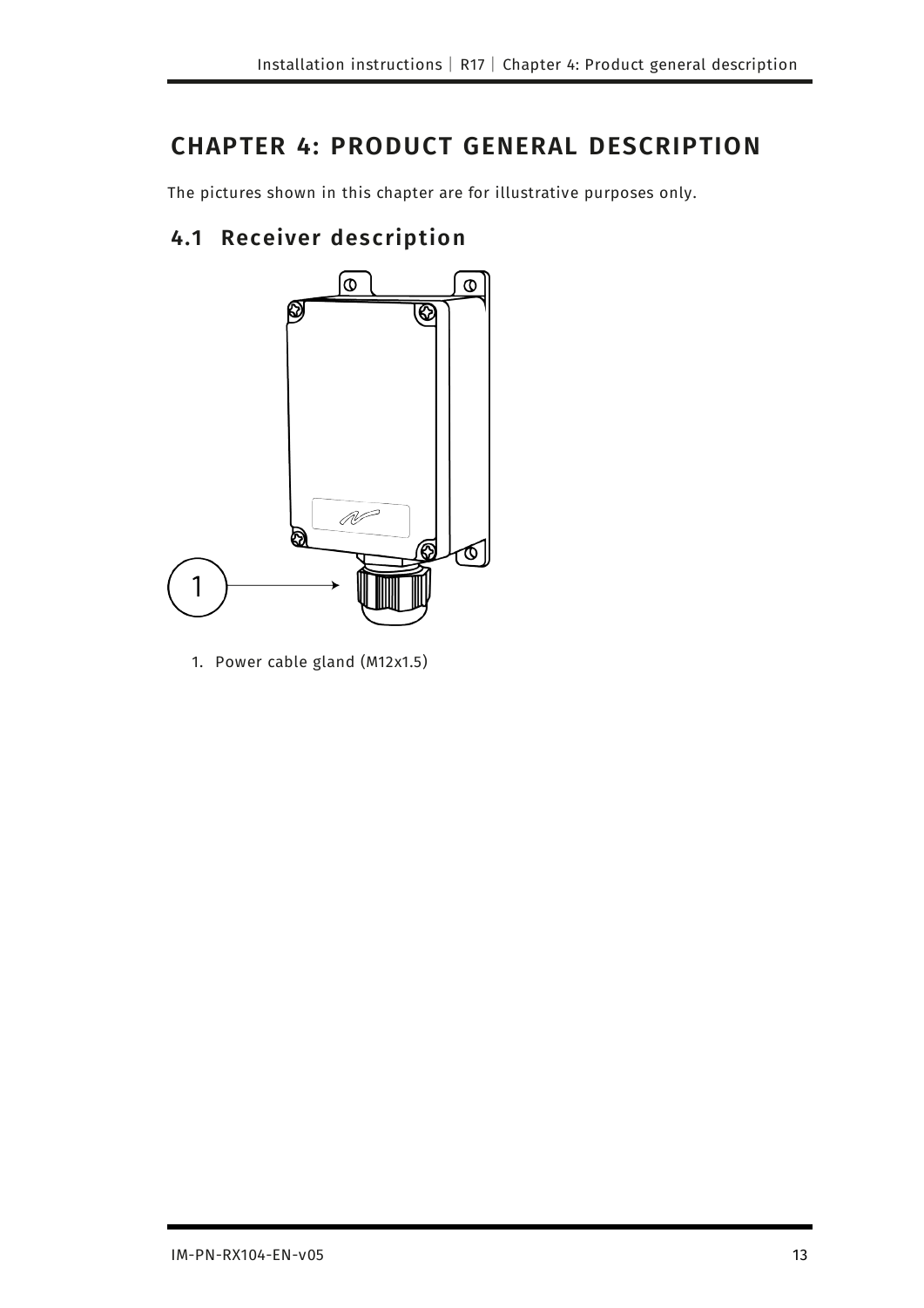# CHAPTER 4: PRODUCT GENERAL DESCRIPTION

The pictures shown in this chapter are for illustrative purposes only.

## 4.1 Receiver description

1. Power cable gland (M12x1.5)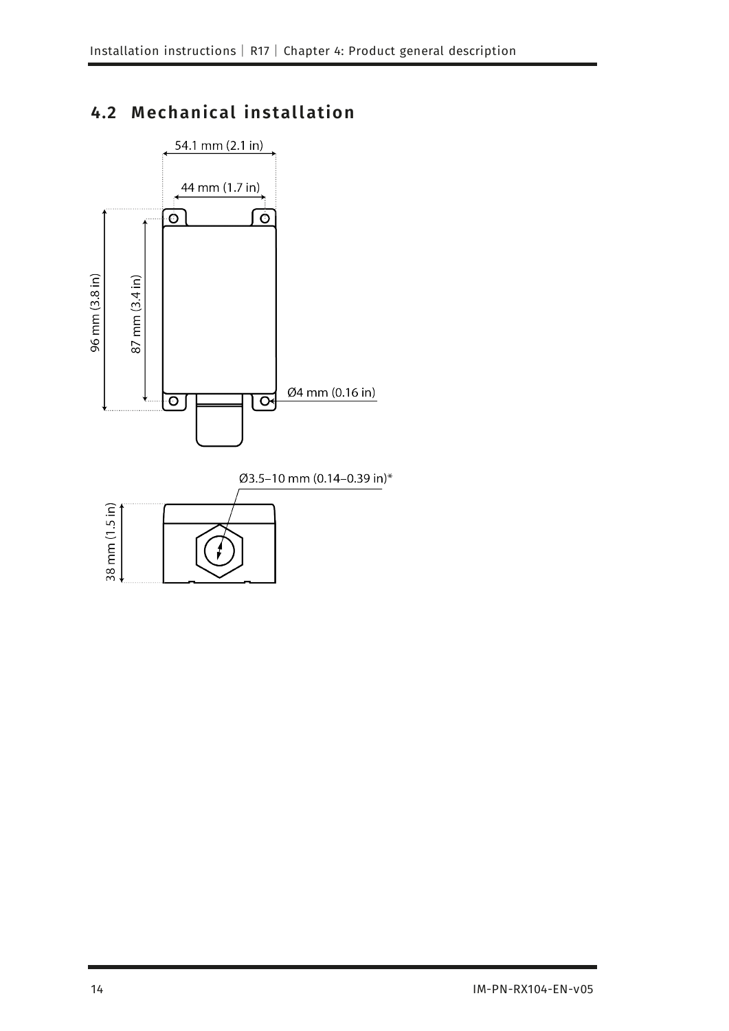## 4.2 Mechanical installation

54.1 mm (2.1 in)

44 mm (1.7 in)

96 mm (3.8 in)

87 mm (3.4 in)

Ø4 mm (0.16 in)

Ø3.5–10 mm (0.14–0.39 in)*

38 mm (1.5 in)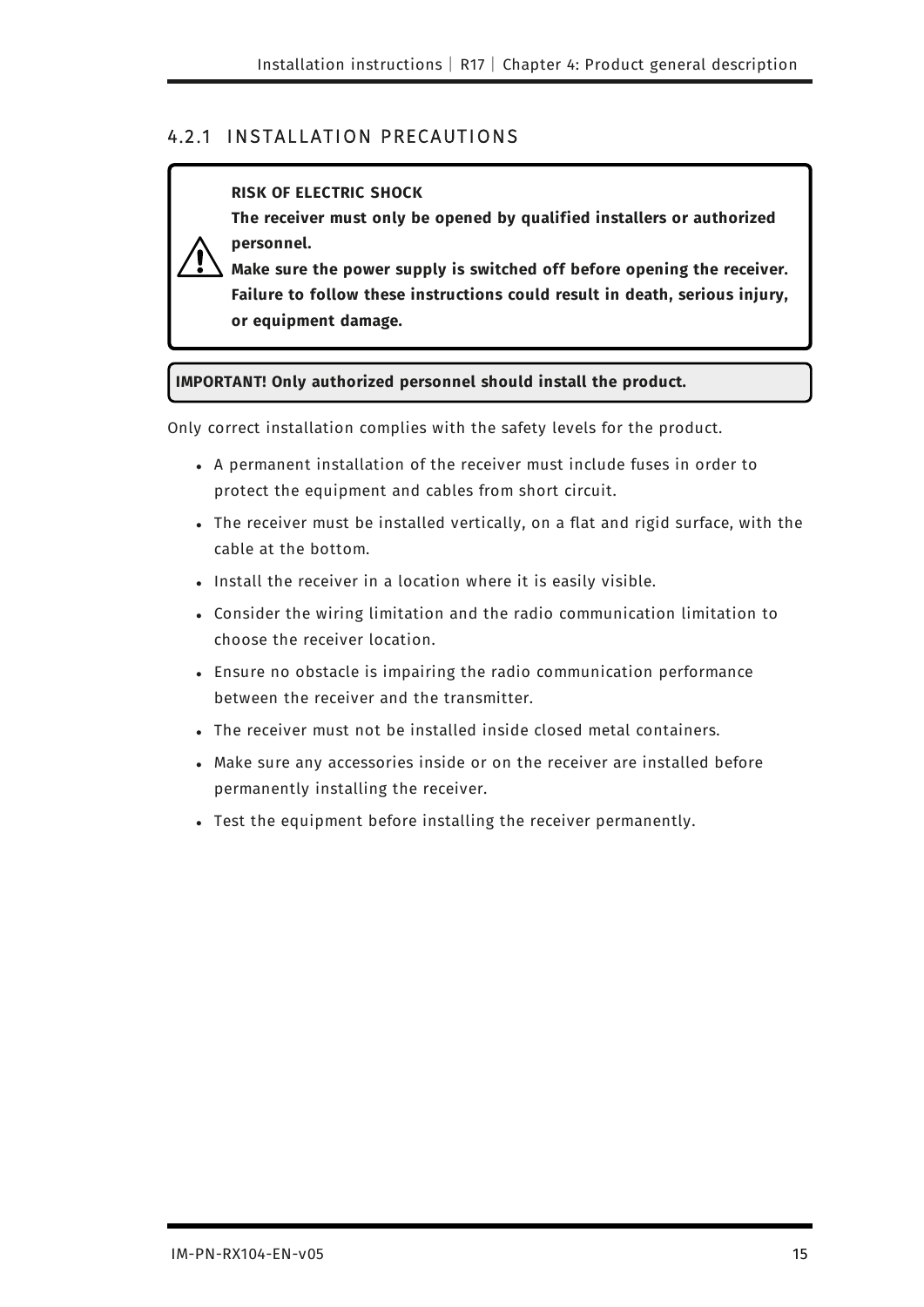### 4.2.1 INSTALLATION PRECAUTIONS

> **RISK OF ELECTRIC SHOCK**
>
> **The receiver must only be opened by qualified installers or authorized personnel.**
>
> **Make sure the power supply is switched off before opening the receiver. Failure to follow these instructions could result in death, serious injury, or equipment damage.**

> **IMPORTANT! Only authorized personnel should install the product.**

Only correct installation complies with the safety levels for the product.

- A permanent installation of the receiver must include fuses in order to protect the equipment and cables from short circuit.
- The receiver must be installed vertically, on a flat and rigid surface, with the cable at the bottom.
- Install the receiver in a location where it is easily visible.
- Consider the wiring limitation and the radio communication limitation to choose the receiver location.
- Ensure no obstacle is impairing the radio communication performance between the receiver and the transmitter.
- The receiver must not be installed inside closed metal containers.
- Make sure any accessories inside or on the receiver are installed before permanently installing the receiver.
- Test the equipment before installing the receiver permanently.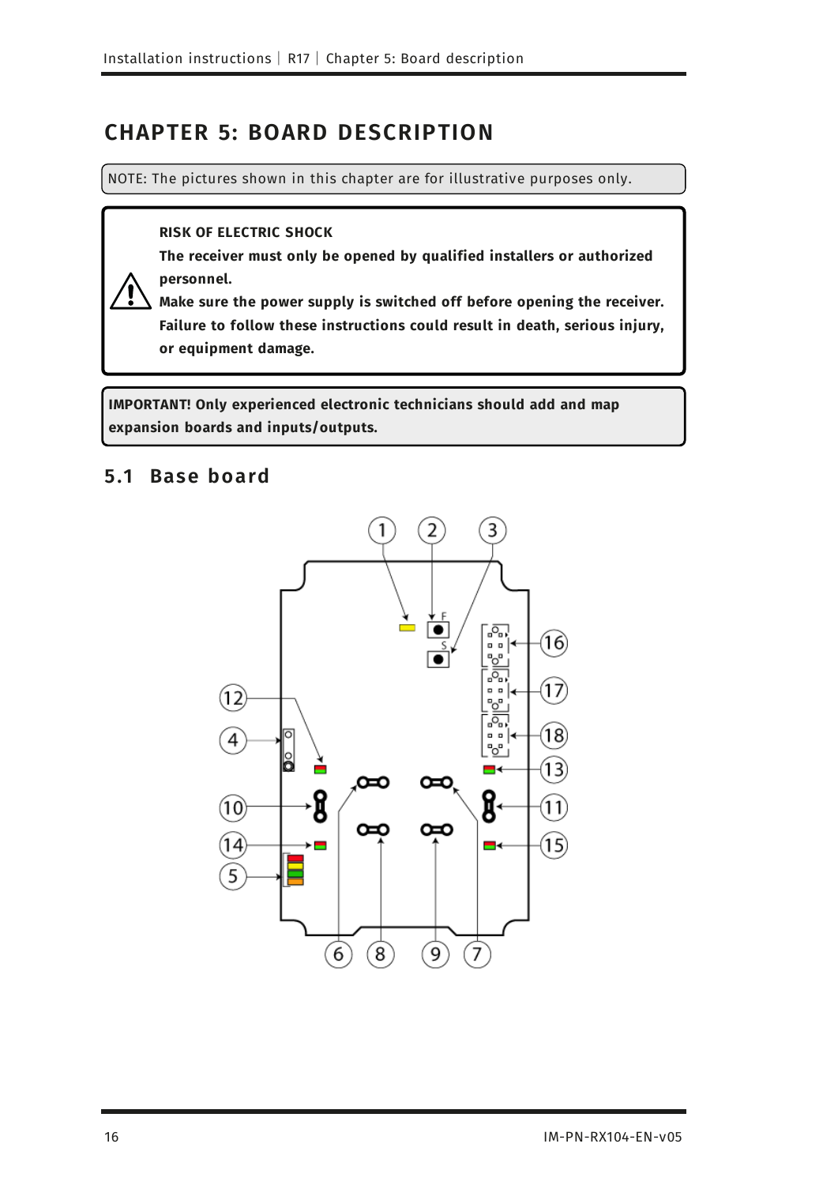# CHAPTER 5: BOARD DESCRIPTION

NOTE: The pictures shown in this chapter are for illustrative purposes only.

**RISK OF ELECTRIC SHOCK**

**The receiver must only be opened by qualified installers or authorized personnel.**

**Make sure the power supply is switched off before opening the receiver.**

**Failure to follow these instructions could result in death, serious injury, or equipment damage.**

**IMPORTANT! Only experienced electronic technicians should add and map expansion boards and inputs/outputs.**

## 5.1 Base board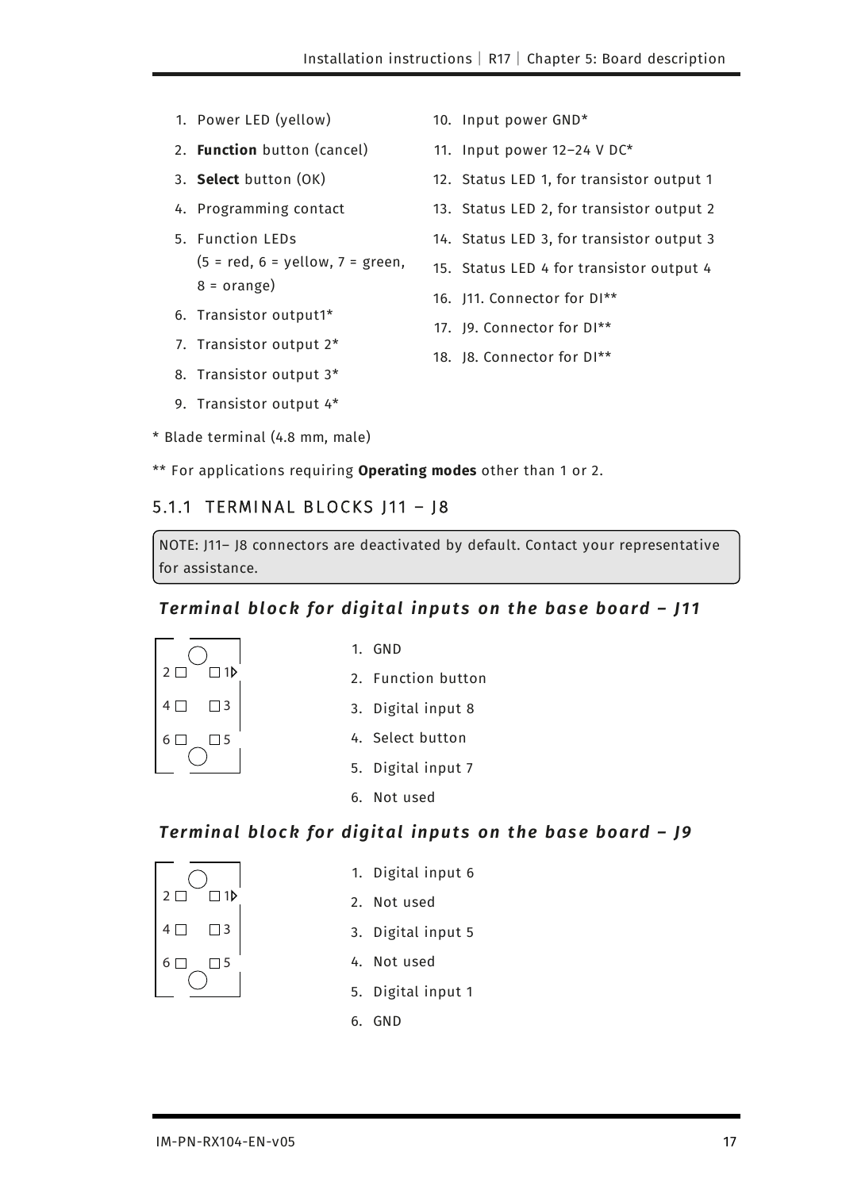1. Power LED (yellow)
2. **Function** button (cancel)
3. **Select** button (OK)
4. Programming contact
5. Function LEDs
   (5 = red, 6 = yellow, 7 = green, 8 = orange)
6. Transistor output1*
7. Transistor output 2*
8. Transistor output 3*
9. Transistor output 4*
10. Input power GND*
11. Input power 12–24 V DC*
12. Status LED 1, for transistor output 1
13. Status LED 2, for transistor output 2
14. Status LED 3, for transistor output 3
15. Status LED 4 for transistor output 4
16. J11. Connector for DI**
17. J9. Connector for DI**
18. J8. Connector for DI**

* Blade terminal (4.8 mm, male)

** For applications requiring **Operating modes** other than 1 or 2.

### 5.1.1 TERMINAL BLOCKS J11 – J8

NOTE: J11– J8 connectors are deactivated by default. Contact your representative for assistance.

#### *Terminal block for digital inputs on the base board – J11*

| | |
|---|---|
| 2 | 1 |
| 4 | 3 |
| 6 | 5 |

1. GND
2. Function button
3. Digital input 8
4. Select button
5. Digital input 7
6. Not used

#### *Terminal block for digital inputs on the base board – J9*

| | |
|---|---|
| 2 | 1 |
| 4 | 3 |
| 6 | 5 |

1. Digital input 6
2. Not used
3. Digital input 5
4. Not used
5. Digital input 1
6. GND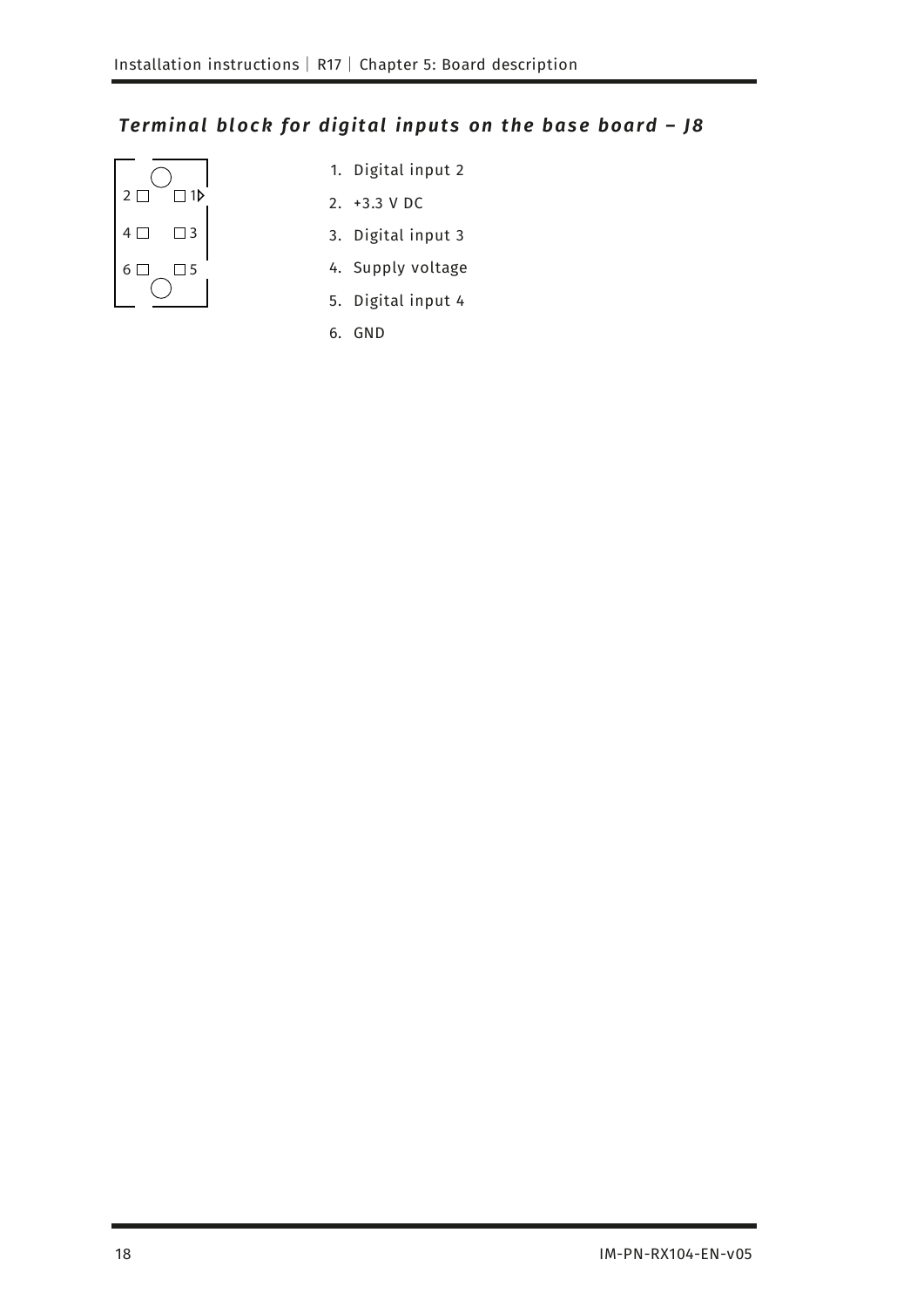### *Terminal block for digital inputs on the base board – J8*

1. Digital input 2
2. +3.3 V DC
3. Digital input 3
4. Supply voltage
5. Digital input 4
6. GND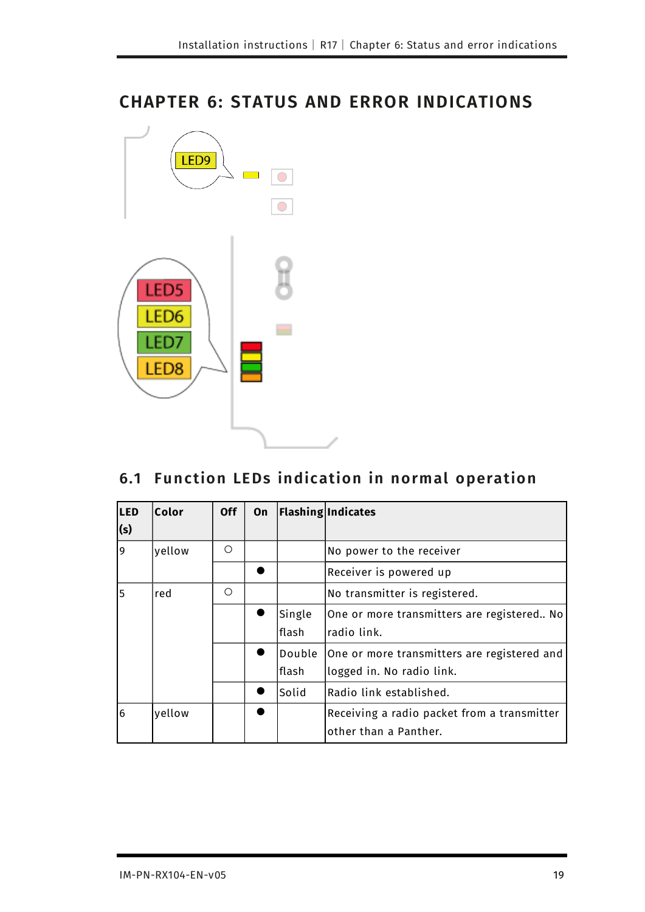# CHAPTER 6: STATUS AND ERROR INDICATIONS

LED9

LED5
LED6
LED7
LED8

## 6.1 Function LEDs indication in normal operation

| LED (s) | Color | Off | On | Flashing | Indicates |
|---|---|---|---|---|---|
| 9 | yellow | ○ | | | No power to the receiver |
| | | | ● | | Receiver is powered up |
| 5 | red | ○ | | | No transmitter is registered. |
| | | | ● | Single flash | One or more transmitters are registered.. No radio link. |
| | | | ● | Double flash | One or more transmitters are registered and logged in. No radio link. |
| | | | ● | Solid | Radio link established. |
| 6 | yellow | | ● | | Receiving a radio packet from a transmitter other than a Panther. |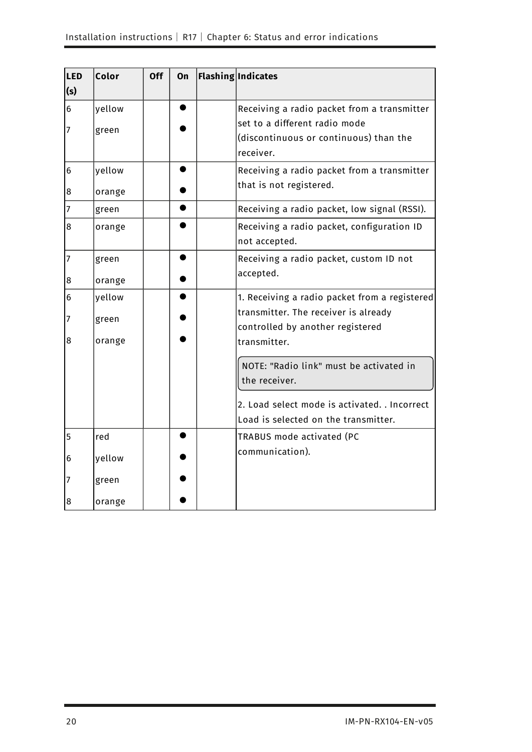| LED (s) | Color | Off | On | Flashing | Indicates |
|---|---|---|---|---|---|
| 6<br>7 | yellow<br>green | | ●<br>● | | Receiving a radio packet from a transmitter set to a different radio mode (discontinuous or continuous) than the receiver. |
| 6<br>8 | yellow<br>orange | | ●<br>● | | Receiving a radio packet from a transmitter that is not registered. |
| 7 | green | | ● | | Receiving a radio packet, low signal (RSSI). |
| 8 | orange | | ● | | Receiving a radio packet, configuration ID not accepted. |
| 7<br>8 | green<br>orange | | ●<br>● | | Receiving a radio packet, custom ID not accepted. |
| 6<br>7<br>8 | yellow<br>green<br>orange | | ●<br>●<br>● | | 1. Receiving a radio packet from a registered transmitter. The receiver is already controlled by another registered transmitter.<br><br>NOTE: "Radio link" must be activated in the receiver.<br><br>2. Load select mode is activated. . Incorrect Load is selected on the transmitter. |
| 5<br>6<br>7<br>8 | red<br>yellow<br>green<br>orange | | ●<br>●<br>●<br>● | | TRABUS mode activated (PC communication). |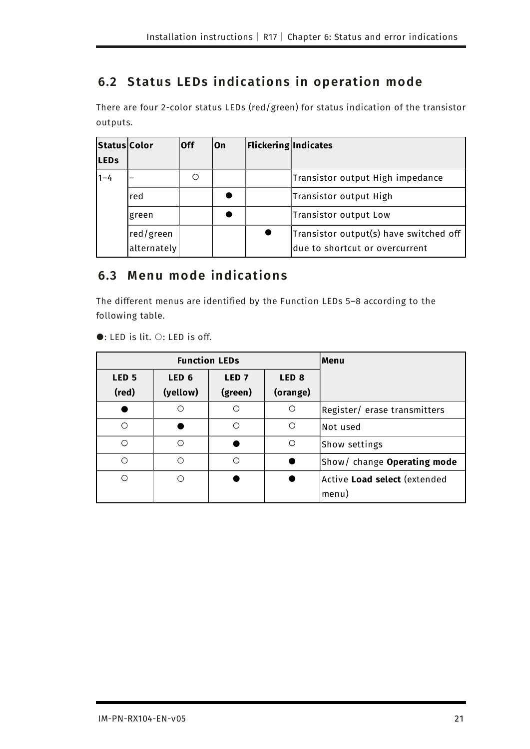## 6.2 Status LEDs indications in operation mode

There are four 2-color status LEDs (red/green) for status indication of the transistor outputs.

| Status LEDs | Color | Off | On | Flickering | Indicates |
|---|---|---|---|---|---|
| 1–4 | – | ○ | | | Transistor output High impedance |
| | red | | ● | | Transistor output High |
| | green | | ● | | Transistor output Low |
| | red/green alternately | | | ● | Transistor output(s) have switched off due to shortcut or overcurrent |

## 6.3 Menu mode indications

The different menus are identified by the Function LEDs 5–8 according to the following table.

●: LED is lit. ○: LED is off.

| Function LEDs | | | | Menu |
|---|---|---|---|---|
| LED 5 (red) | LED 6 (yellow) | LED 7 (green) | LED 8 (orange) | |
| ● | ○ | ○ | ○ | Register/ erase transmitters |
| ○ | ● | ○ | ○ | Not used |
| ○ | ○ | ● | ○ | Show settings |
| ○ | ○ | ○ | ● | Show/ change **Operating mode** |
| ○ | ○ | ● | ● | Active **Load select** (extended menu) |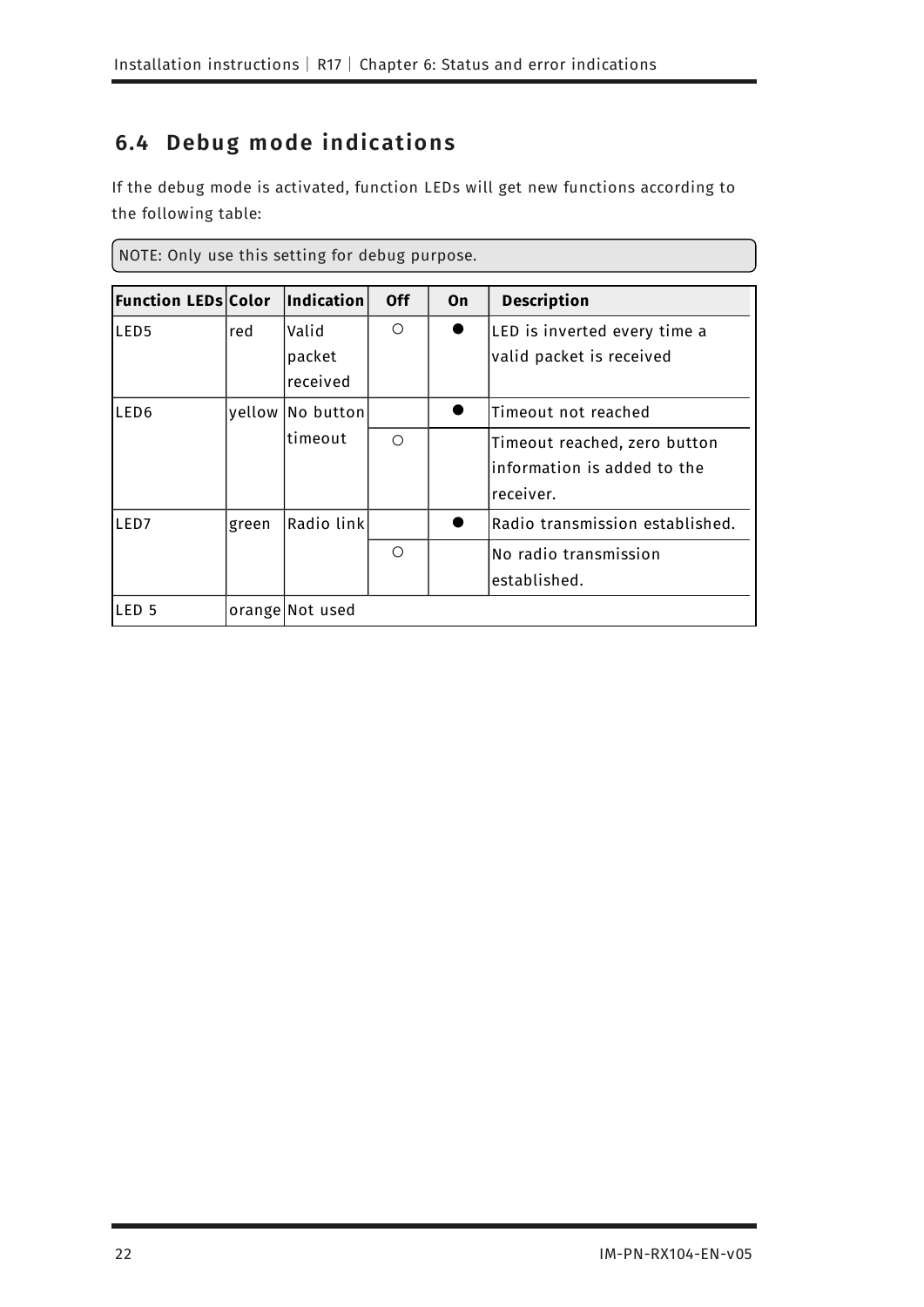## 6.4 Debug mode indications

If the debug mode is activated, function LEDs will get new functions according to the following table:

NOTE: Only use this setting for debug purpose.

| Function LEDs | Color | Indication | Off | On | Description |
|---|---|---|---|---|---|
| LED5 | red | Valid packet received | ○ | ● | LED is inverted every time a valid packet is received |
| LED6 | yellow | No button timeout | | ● | Timeout not reached |
| | | | ○ | | Timeout reached, zero button information is added to the receiver. |
| LED7 | green | Radio link | | ● | Radio transmission established. |
| | | | ○ | | No radio transmission established. |
| LED 5 | orange | Not used | | | |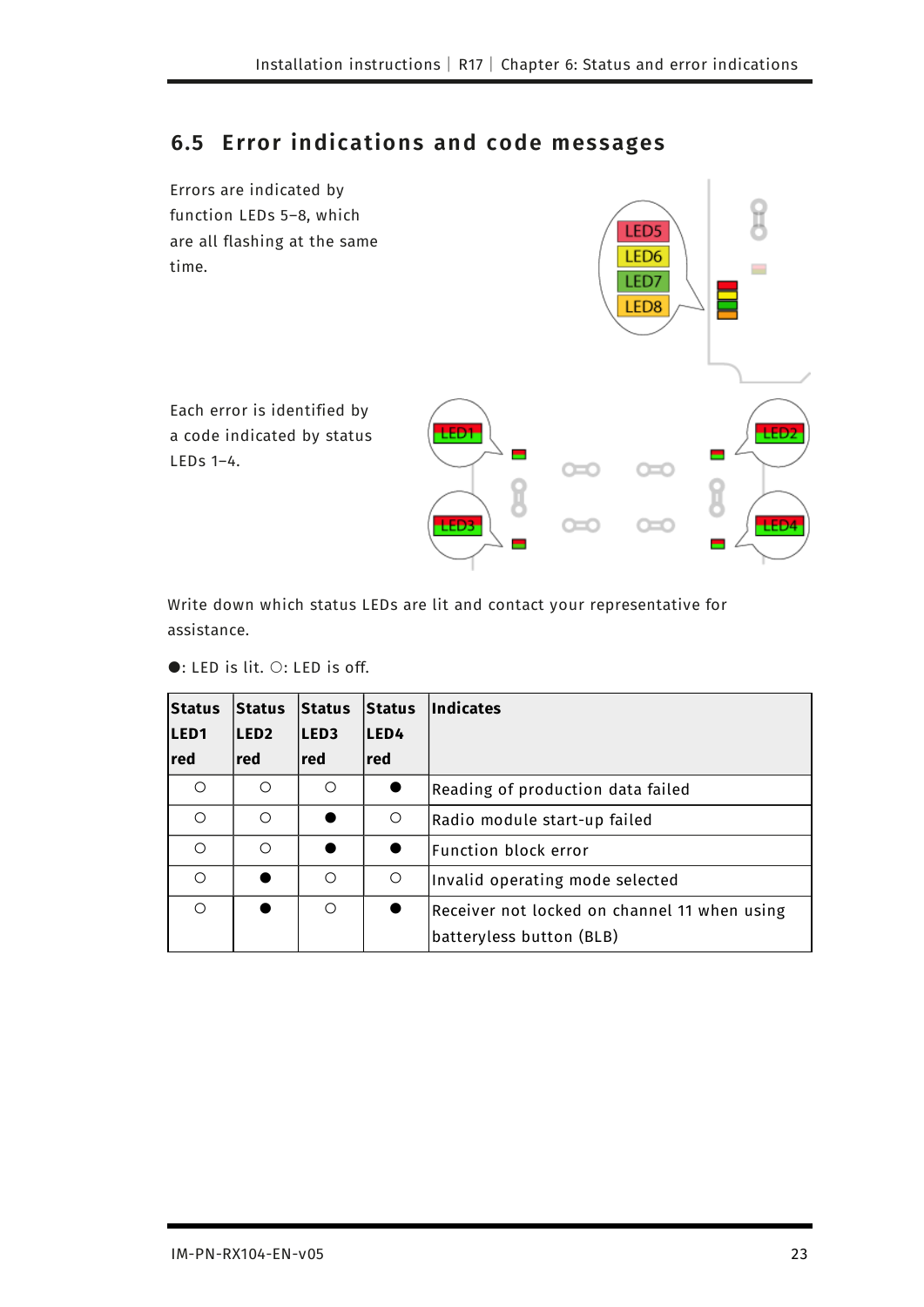## 6.5 Error indications and code messages

Errors are indicated by function LEDs 5–8, which are all flashing at the same time.

Each error is identified by a code indicated by status LEDs 1–4.

Write down which status LEDs are lit and contact your representative for assistance.

●: LED is lit. ○: LED is off.

| Status LED1 red | Status LED2 red | Status LED3 red | Status LED4 red | Indicates |
|---|---|---|---|---|
| ○ | ○ | ○ | ● | Reading of production data failed |
| ○ | ○ | ● | ○ | Radio module start-up failed |
| ○ | ○ | ● | ● | Function block error |
| ○ | ● | ○ | ○ | Invalid operating mode selected |
| ○ | ● | ○ | ● | Receiver not locked on channel 11 when using batteryless button (BLB) |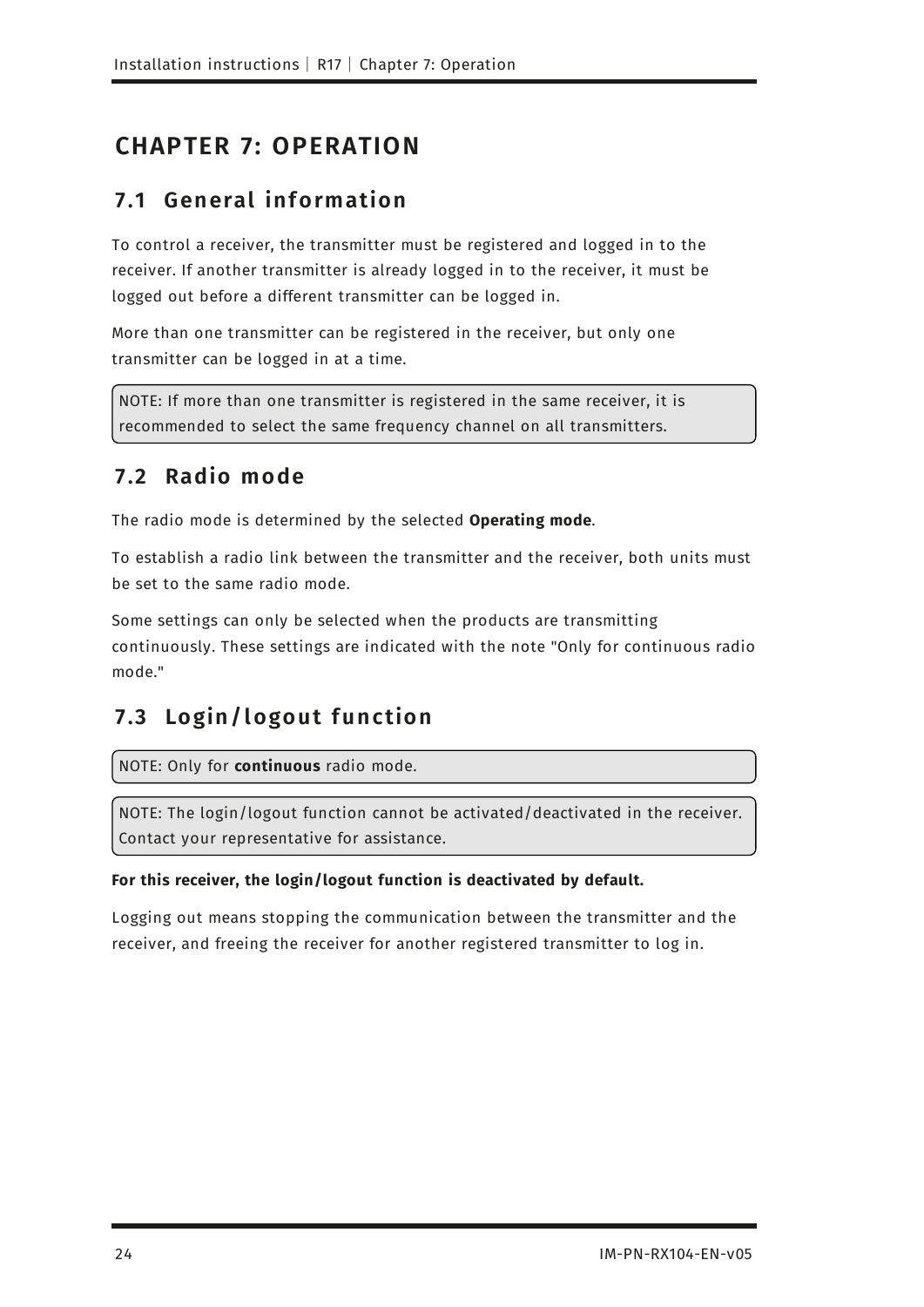# CHAPTER 7: OPERATION

## 7.1 General information

To control a receiver, the transmitter must be registered and logged in to the receiver. If another transmitter is already logged in to the receiver, it must be logged out before a different transmitter can be logged in.

More than one transmitter can be registered in the receiver, but only one transmitter can be logged in at a time.

> NOTE: If more than one transmitter is registered in the same receiver, it is recommended to select the same frequency channel on all transmitters.

## 7.2 Radio mode

The radio mode is determined by the selected **Operating mode**.

To establish a radio link between the transmitter and the receiver, both units must be set to the same radio mode.

Some settings can only be selected when the products are transmitting continuously. These settings are indicated with the note "Only for continuous radio mode."

## 7.3 Login/logout function

> NOTE: Only for **continuous** radio mode.

> NOTE: The login/logout function cannot be activated/deactivated in the receiver. Contact your representative for assistance.

**For this receiver, the login/logout function is deactivated by default.**

Logging out means stopping the communication between the transmitter and the receiver, and freeing the receiver for another registered transmitter to log in.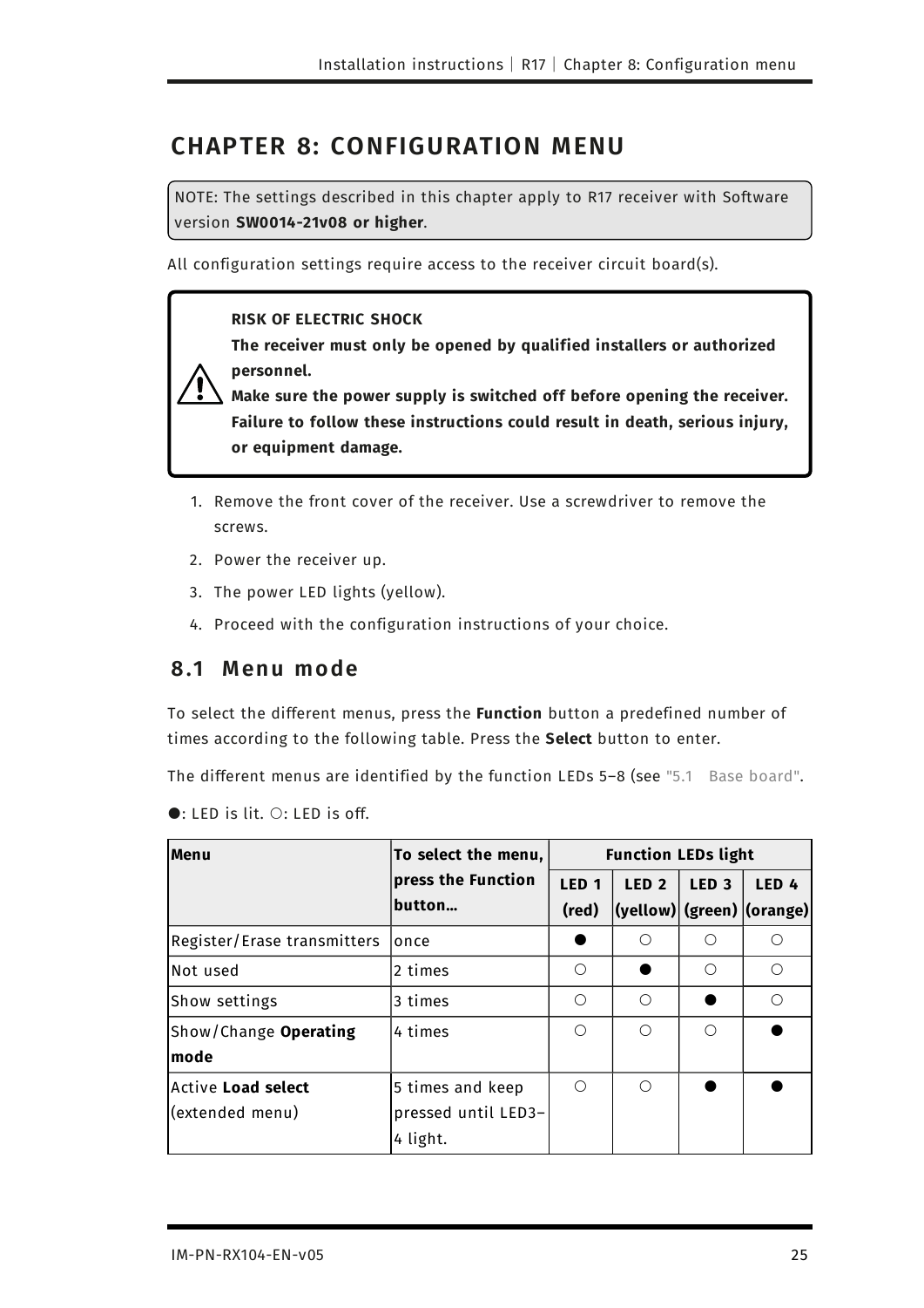# CHAPTER 8: CONFIGURATION MENU

NOTE: The settings described in this chapter apply to R17 receiver with Software version **SW0014-21v08 or higher**.

All configuration settings require access to the receiver circuit board(s).

> **RISK OF ELECTRIC SHOCK**
> **The receiver must only be opened by qualified installers or authorized personnel.**
> **Make sure the power supply is switched off before opening the receiver.**
> **Failure to follow these instructions could result in death, serious injury, or equipment damage.**

1. Remove the front cover of the receiver. Use a screwdriver to remove the screws.
2. Power the receiver up.
3. The power LED lights (yellow).
4. Proceed with the configuration instructions of your choice.

## 8.1 Menu mode

To select the different menus, press the **Function** button a predefined number of times according to the following table. Press the **Select** button to enter.

The different menus are identified by the function LEDs 5–8 (see "5.1 Base board".

●: LED is lit. ○: LED is off.

| Menu | To select the menu, press the Function button… | Function LEDs light | | | |
|---|---|---|---|---|---|
| | | LED 1 (red) | LED 2 (yellow) | LED 3 (green) | LED 4 (orange) |
| Register/Erase transmitters | once | ● | ○ | ○ | ○ |
| Not used | 2 times | ○ | ● | ○ | ○ |
| Show settings | 3 times | ○ | ○ | ● | ○ |
| Show/Change **Operating mode** | 4 times | ○ | ○ | ○ | ● |
| Active **Load select** (extended menu) | 5 times and keep pressed until LED3–4 light. | ○ | ○ | ● | ● |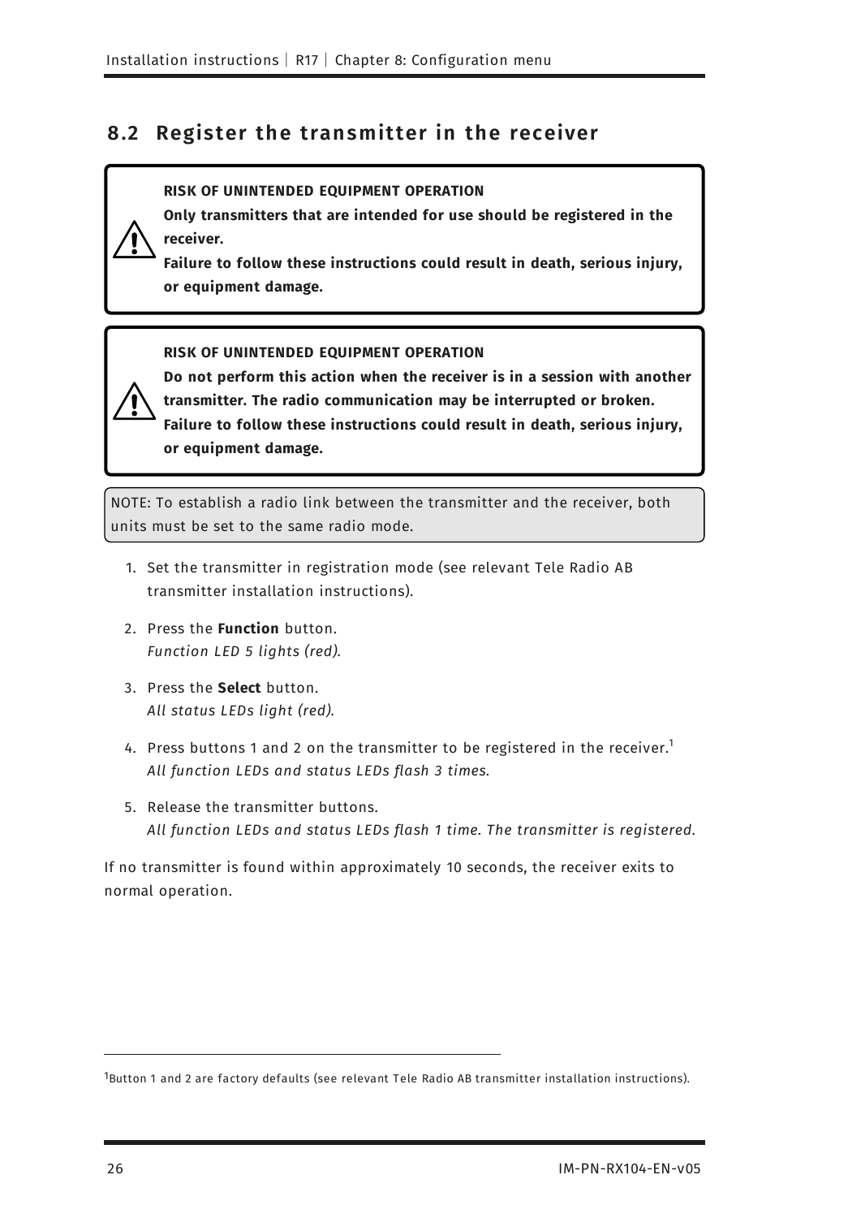## 8.2 Register the transmitter in the receiver

**RISK OF UNINTENDED EQUIPMENT OPERATION**

**Only transmitters that are intended for use should be registered in the receiver.**

**Failure to follow these instructions could result in death, serious injury, or equipment damage.**

**RISK OF UNINTENDED EQUIPMENT OPERATION**

**Do not perform this action when the receiver is in a session with another transmitter. The radio communication may be interrupted or broken.**

**Failure to follow these instructions could result in death, serious injury, or equipment damage.**

NOTE: To establish a radio link between the transmitter and the receiver, both units must be set to the same radio mode.

1. Set the transmitter in registration mode (see relevant Tele Radio AB transmitter installation instructions).
2. Press the **Function** button.
   *Function LED 5 lights (red).*
3. Press the **Select** button.
   *All status LEDs light (red).*
4. Press buttons 1 and 2 on the transmitter to be registered in the receiver.[1]
   *All function LEDs and status LEDs flash 3 times.*
5. Release the transmitter buttons.
   *All function LEDs and status LEDs flash 1 time. The transmitter is registered.*

If no transmitter is found within approximately 10 seconds, the receiver exits to normal operation.

[1] Button 1 and 2 are factory defaults (see relevant Tele Radio AB transmitter installation instructions).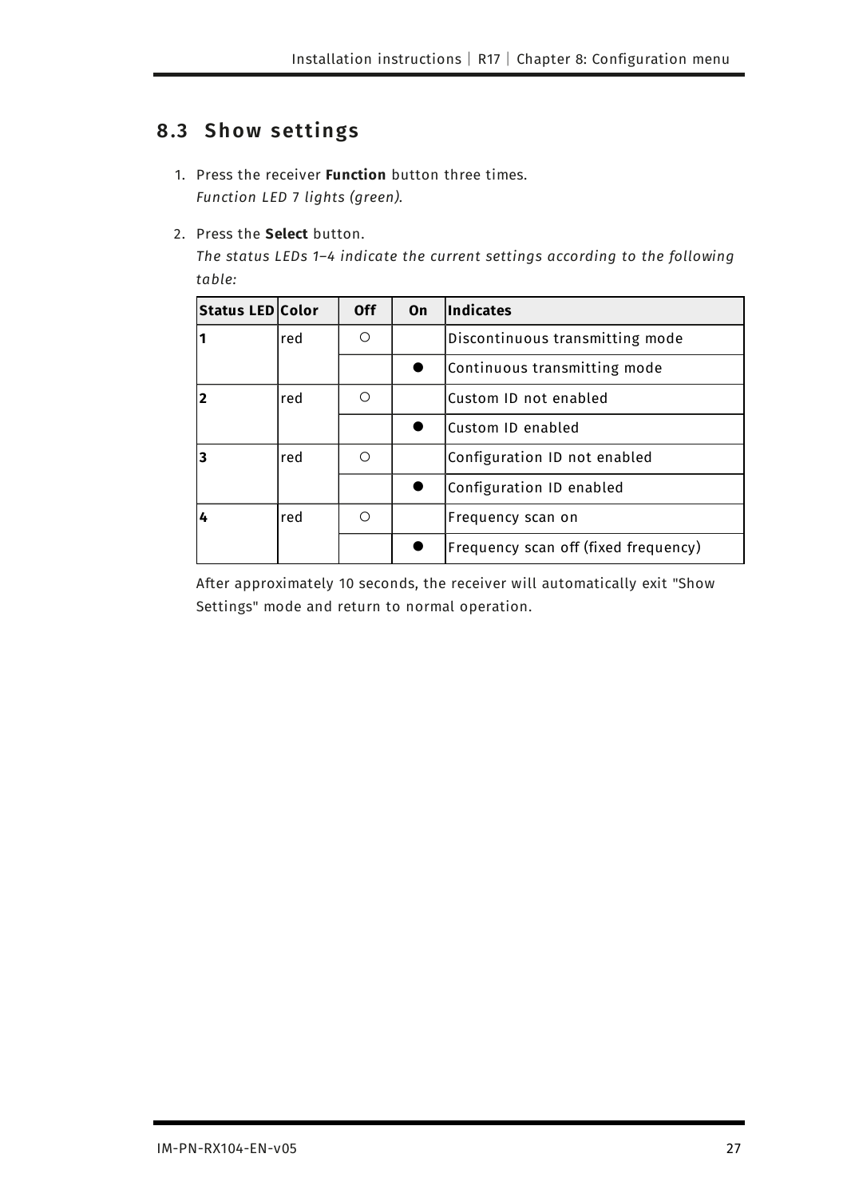## 8.3 Show settings

1. Press the receiver **Function** button three times.
   *Function LED 7 lights (green).*

2. Press the **Select** button.
   *The status LEDs 1–4 indicate the current settings according to the following table:*

| Status LED | Color | Off | On | Indicates |
|---|---|---|---|---|
| **1** | red | ○ | | Discontinuous transmitting mode |
| | | | ● | Continuous transmitting mode |
| **2** | red | ○ | | Custom ID not enabled |
| | | | ● | Custom ID enabled |
| **3** | red | ○ | | Configuration ID not enabled |
| | | | ● | Configuration ID enabled |
| **4** | red | ○ | | Frequency scan on |
| | | | ● | Frequency scan off (fixed frequency) |

After approximately 10 seconds, the receiver will automatically exit "Show Settings" mode and return to normal operation.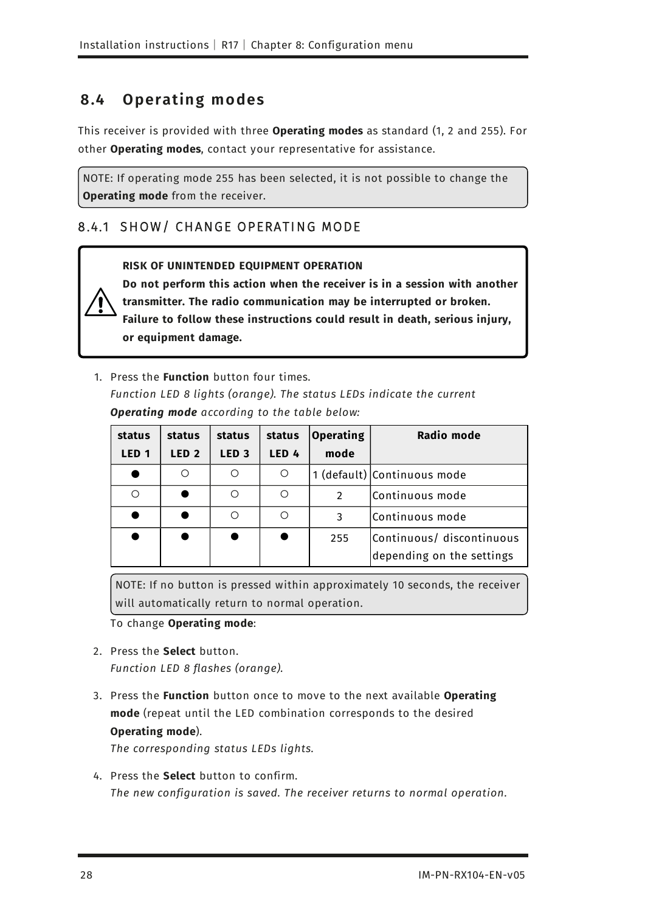## 8.4 Operating modes

This receiver is provided with three **Operating modes** as standard (1, 2 and 255). For other **Operating modes**, contact your representative for assistance.

NOTE: If operating mode 255 has been selected, it is not possible to change the **Operating mode** from the receiver.

### 8.4.1 SHOW/ CHANGE OPERATING MODE

> **RISK OF UNINTENDED EQUIPMENT OPERATION**
> **Do not perform this action when the receiver is in a session with another transmitter. The radio communication may be interrupted or broken.**
> **Failure to follow these instructions could result in death, serious injury, or equipment damage.**

1. Press the **Function** button four times.
   *Function LED 8 lights (orange). The status LEDs indicate the current **Operating mode** according to the table below:*

| status LED 1 | status LED 2 | status LED 3 | status LED 4 | Operating mode | Radio mode |
|---|---|---|---|---|---|
| ● | ○ | ○ | ○ | 1 (default) | Continuous mode |
| ○ | ● | ○ | ○ | 2 | Continuous mode |
| ● | ● | ○ | ○ | 3 | Continuous mode |
| ● | ● | ● | ● | 255 | Continuous/ discontinuous depending on the settings |

   NOTE: If no button is pressed within approximately 10 seconds, the receiver will automatically return to normal operation.

   To change **Operating mode**:

2. Press the **Select** button.
   *Function LED 8 flashes (orange).*

3. Press the **Function** button once to move to the next available **Operating mode** (repeat until the LED combination corresponds to the desired **Operating mode**).
   *The corresponding status LEDs lights.*

4. Press the **Select** button to confirm.
   *The new configuration is saved. The receiver returns to normal operation.*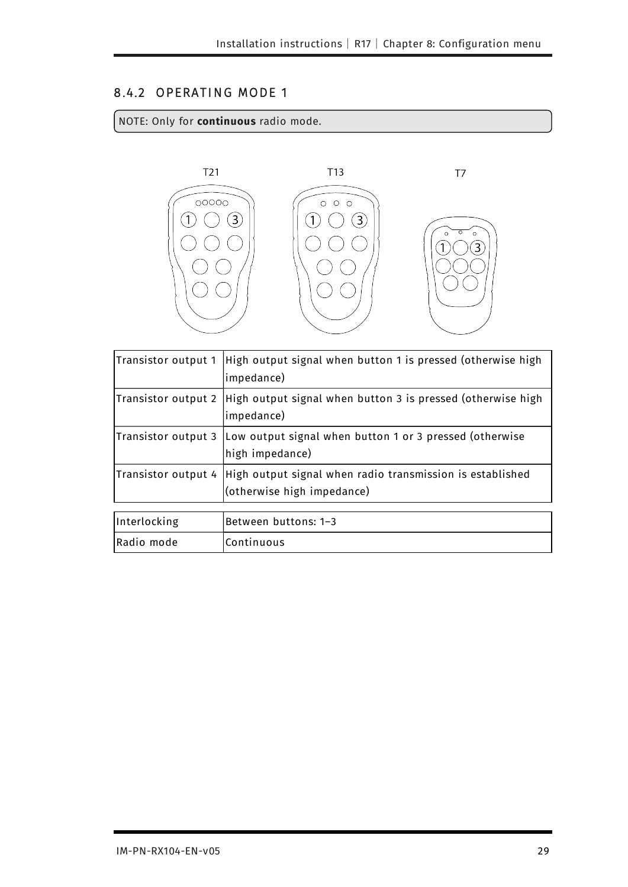### 8.4.2 OPERATING MODE 1

NOTE: Only for **continuous** radio mode.

T21 T13 T7

| | |
|---|---|
| Transistor output 1 | High output signal when button 1 is pressed (otherwise high impedance) |
| Transistor output 2 | High output signal when button 3 is pressed (otherwise high impedance) |
| Transistor output 3 | Low output signal when button 1 or 3 pressed (otherwise high impedance) |
| Transistor output 4 | High output signal when radio transmission is established (otherwise high impedance) |

| | |
|---|---|
| Interlocking | Between buttons: 1–3 |
| Radio mode | Continuous |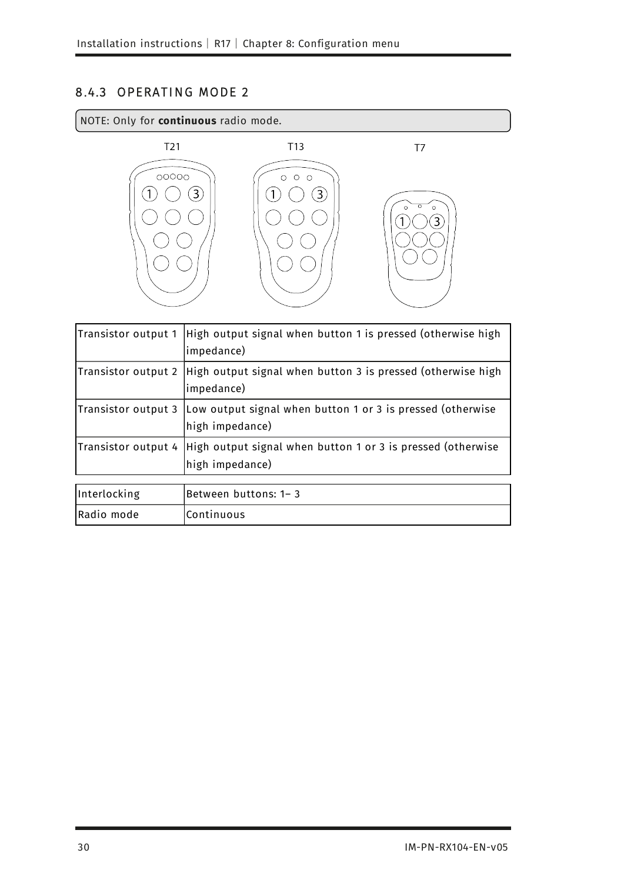### 8.4.3 OPERATING MODE 2

NOTE: Only for **continuous** radio mode.

T21 T13 T7

| Transistor output 1 | High output signal when button 1 is pressed (otherwise high impedance) |
|---|---|
| Transistor output 2 | High output signal when button 3 is pressed (otherwise high impedance) |
| Transistor output 3 | Low output signal when button 1 or 3 is pressed (otherwise high impedance) |
| Transistor output 4 | High output signal when button 1 or 3 is pressed (otherwise high impedance) |

| Interlocking | Between buttons: 1– 3 |
|---|---|
| Radio mode | Continuous |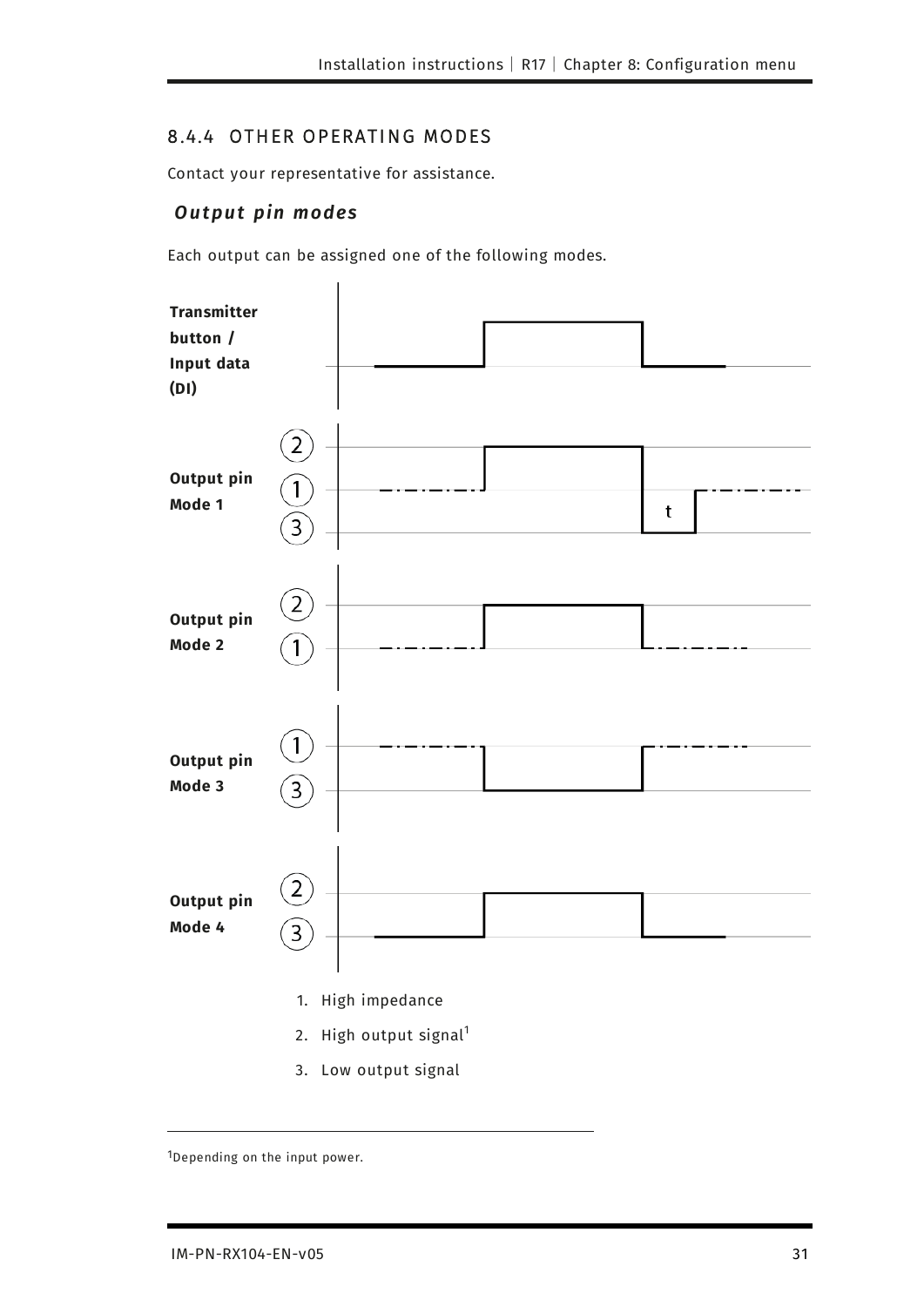### 8.4.4 OTHER OPERATING MODES

Contact your representative for assistance.

#### *Output pin modes*

Each output can be assigned one of the following modes.

**Transmitter button / Input data (DI)**

**Output pin Mode 1**

**Output pin Mode 2**

**Output pin Mode 3**

**Output pin Mode 4**

1. High impedance
2. High output signal[1]
3. Low output signal

[1]Depending on the input power.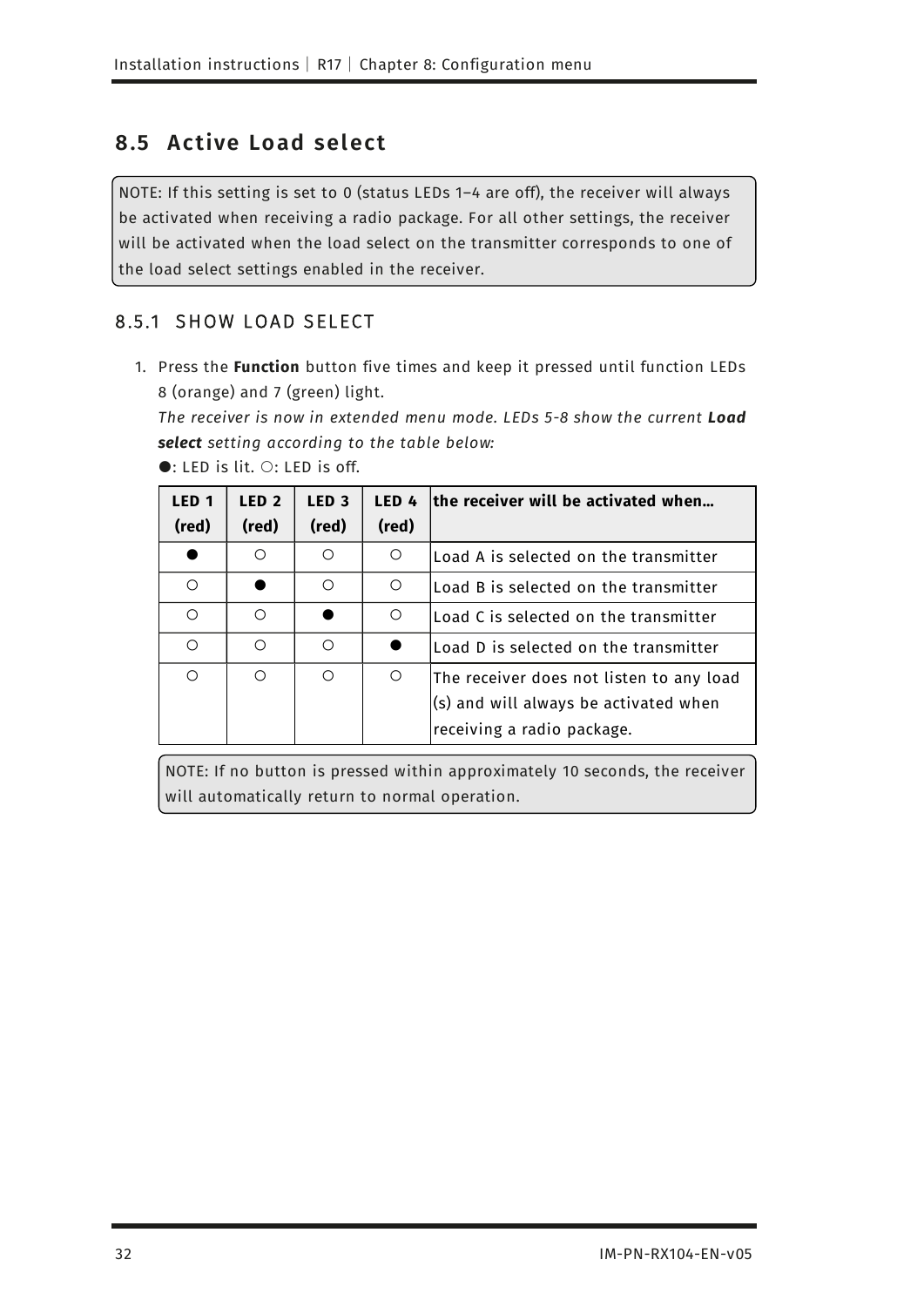## 8.5 Active Load select

NOTE: If this setting is set to 0 (status LEDs 1–4 are off), the receiver will always be activated when receiving a radio package. For all other settings, the receiver will be activated when the load select on the transmitter corresponds to one of the load select settings enabled in the receiver.

### 8.5.1 SHOW LOAD SELECT

1. Press the **Function** button five times and keep it pressed until function LEDs 8 (orange) and 7 (green) light.

   *The receiver is now in extended menu mode. LEDs 5-8 show the current **Load select** setting according to the table below:*

   ●: LED is lit. ○: LED is off.

| LED 1 (red) | LED 2 (red) | LED 3 (red) | LED 4 (red) | the receiver will be activated when… |
|---|---|---|---|---|
| ● | ○ | ○ | ○ | Load A is selected on the transmitter |
| ○ | ● | ○ | ○ | Load B is selected on the transmitter |
| ○ | ○ | ● | ○ | Load C is selected on the transmitter |
| ○ | ○ | ○ | ● | Load D is selected on the transmitter |
| ○ | ○ | ○ | ○ | The receiver does not listen to any load (s) and will always be activated when receiving a radio package. |

NOTE: If no button is pressed within approximately 10 seconds, the receiver will automatically return to normal operation.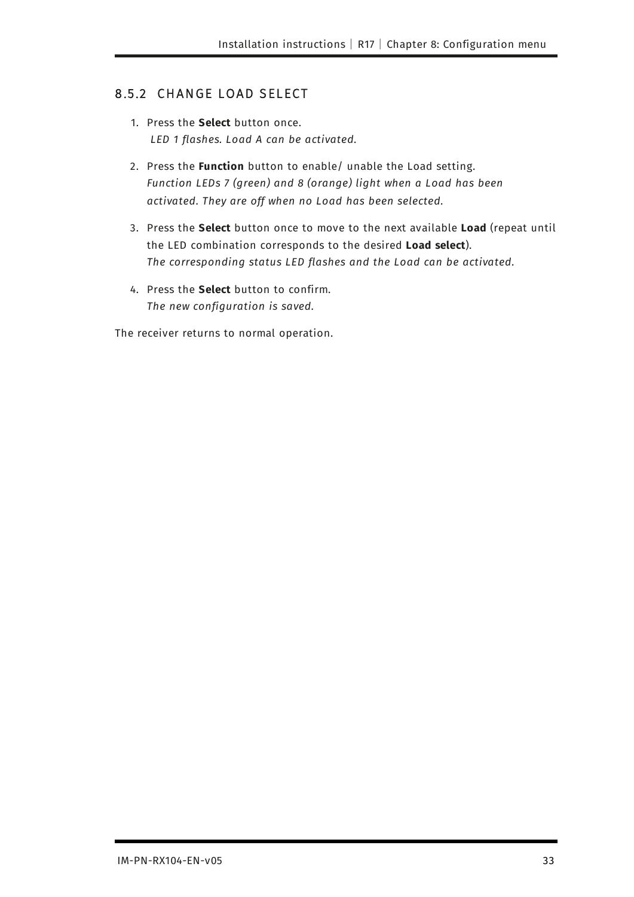### 8.5.2 CHANGE LOAD SELECT

1. Press the **Select** button once.
   *LED 1 flashes. Load A can be activated.*
2. Press the **Function** button to enable/ unable the Load setting.
   *Function LEDs 7 (green) and 8 (orange) light when a Load has been activated. They are off when no Load has been selected.*
3. Press the **Select** button once to move to the next available **Load** (repeat until the LED combination corresponds to the desired **Load select**).
   *The corresponding status LED flashes and the Load can be activated.*
4. Press the **Select** button to confirm.
   *The new configuration is saved.*

The receiver returns to normal operation.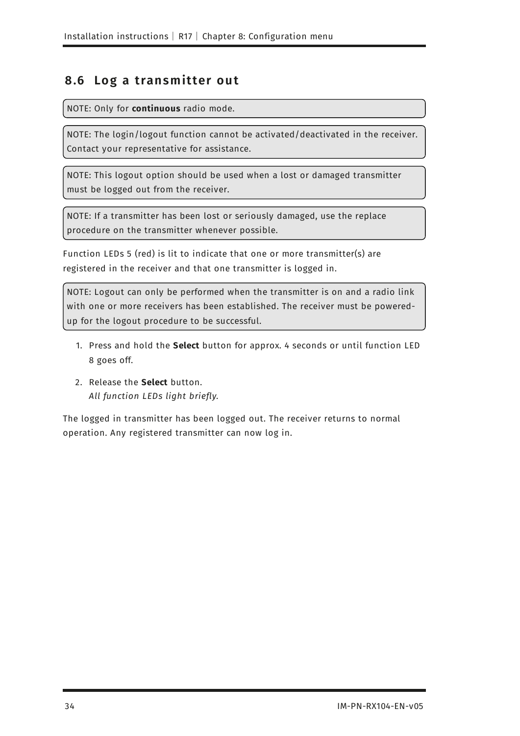## 8.6 Log a transmitter out

NOTE: Only for **continuous** radio mode.

NOTE: The login/logout function cannot be activated/deactivated in the receiver. Contact your representative for assistance.

NOTE: This logout option should be used when a lost or damaged transmitter must be logged out from the receiver.

NOTE: If a transmitter has been lost or seriously damaged, use the replace procedure on the transmitter whenever possible.

Function LEDs 5 (red) is lit to indicate that one or more transmitter(s) are registered in the receiver and that one transmitter is logged in.

NOTE: Logout can only be performed when the transmitter is on and a radio link with one or more receivers has been established. The receiver must be powered-up for the logout procedure to be successful.

1. Press and hold the **Select** button for approx. 4 seconds or until function LED 8 goes off.
2. Release the **Select** button.
   *All function LEDs light briefly.*

The logged in transmitter has been logged out. The receiver returns to normal operation. Any registered transmitter can now log in.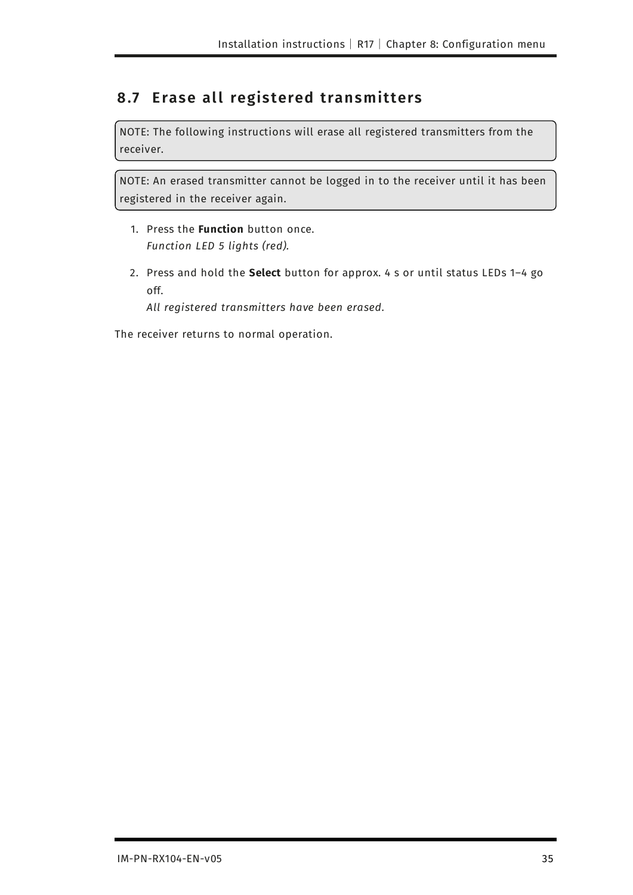## 8.7 Erase all registered transmitters

NOTE: The following instructions will erase all registered transmitters from the receiver.

NOTE: An erased transmitter cannot be logged in to the receiver until it has been registered in the receiver again.

1. Press the **Function** button once.
   *Function LED 5 lights (red).*
2. Press and hold the **Select** button for approx. 4 s or until status LEDs 1–4 go off.
   *All registered transmitters have been erased.*

The receiver returns to normal operation.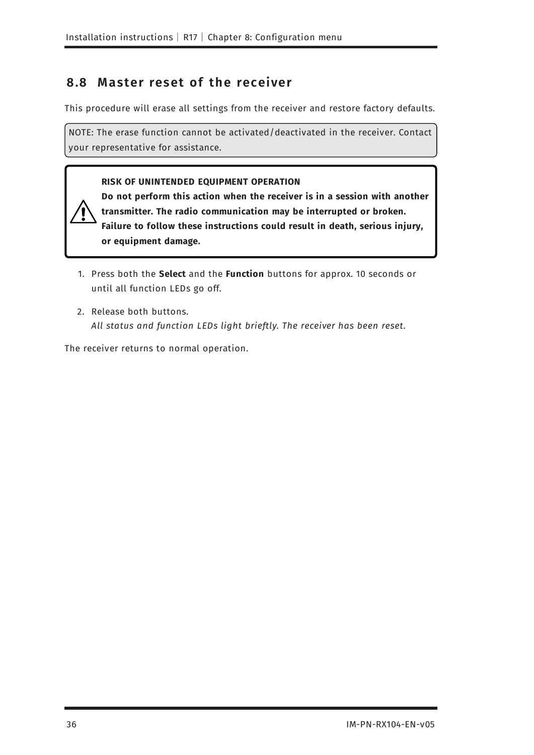## 8.8 Master reset of the receiver

This procedure will erase all settings from the receiver and restore factory defaults.

NOTE: The erase function cannot be activated/deactivated in the receiver. Contact your representative for assistance.

**RISK OF UNINTENDED EQUIPMENT OPERATION**
**Do not perform this action when the receiver is in a session with another transmitter. The radio communication may be interrupted or broken.**
**Failure to follow these instructions could result in death, serious injury, or equipment damage.**

1. Press both the **Select** and the **Function** buttons for approx. 10 seconds or until all function LEDs go off.
2. Release both buttons.
   *All status and function LEDs light brieftly. The receiver has been reset.*

The receiver returns to normal operation.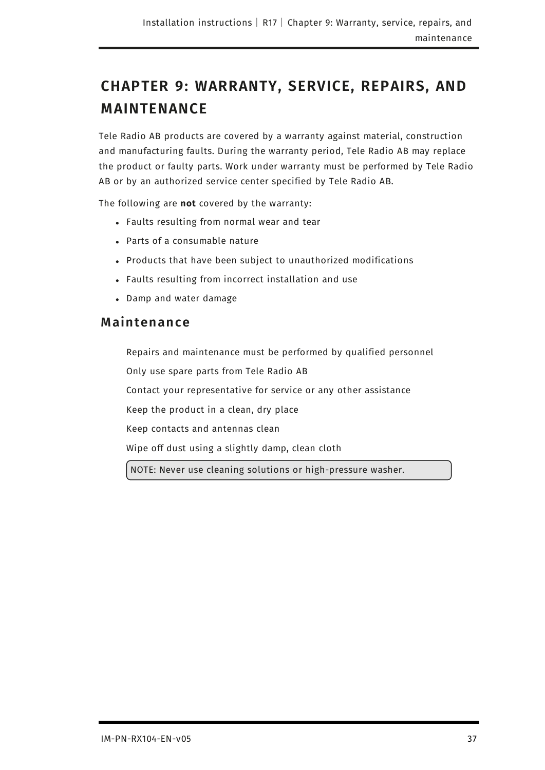# CHAPTER 9: WARRANTY, SERVICE, REPAIRS, AND MAINTENANCE

Tele Radio AB products are covered by a warranty against material, construction and manufacturing faults. During the warranty period, Tele Radio AB may replace the product or faulty parts. Work under warranty must be performed by Tele Radio AB or by an authorized service center specified by Tele Radio AB.

The following are **not** covered by the warranty:

- Faults resulting from normal wear and tear
- Parts of a consumable nature
- Products that have been subject to unauthorized modifications
- Faults resulting from incorrect installation and use
- Damp and water damage

## Maintenance

Repairs and maintenance must be performed by qualified personnel

Only use spare parts from Tele Radio AB

Contact your representative for service or any other assistance

Keep the product in a clean, dry place

Keep contacts and antennas clean

Wipe off dust using a slightly damp, clean cloth

NOTE: Never use cleaning solutions or high-pressure washer.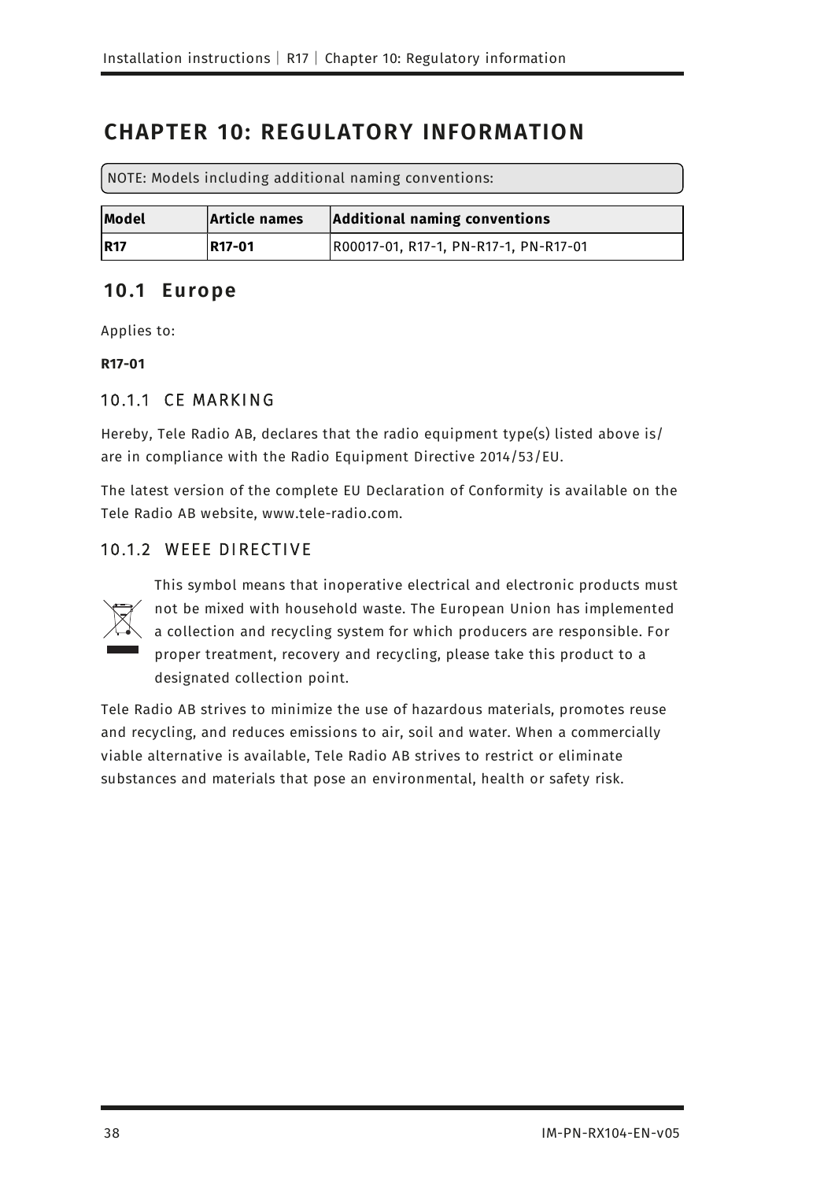# CHAPTER 10: REGULATORY INFORMATION

NOTE: Models including additional naming conventions:

| Model | Article names | Additional naming conventions |
| --- | --- | --- |
| **R17** | **R17-01** | R00017-01, R17-1, PN-R17-1, PN-R17-01 |

## 10.1 Europe

Applies to:

**R17-01**

### 10.1.1 CE MARKING

Hereby, Tele Radio AB, declares that the radio equipment type(s) listed above is/are in compliance with the Radio Equipment Directive 2014/53/EU.

The latest version of the complete EU Declaration of Conformity is available on the Tele Radio AB website, www.tele-radio.com.

### 10.1.2 WEEE DIRECTIVE

This symbol means that inoperative electrical and electronic products must not be mixed with household waste. The European Union has implemented a collection and recycling system for which producers are responsible. For proper treatment, recovery and recycling, please take this product to a designated collection point.

Tele Radio AB strives to minimize the use of hazardous materials, promotes reuse and recycling, and reduces emissions to air, soil and water. When a commercially viable alternative is available, Tele Radio AB strives to restrict or eliminate substances and materials that pose an environmental, health or safety risk.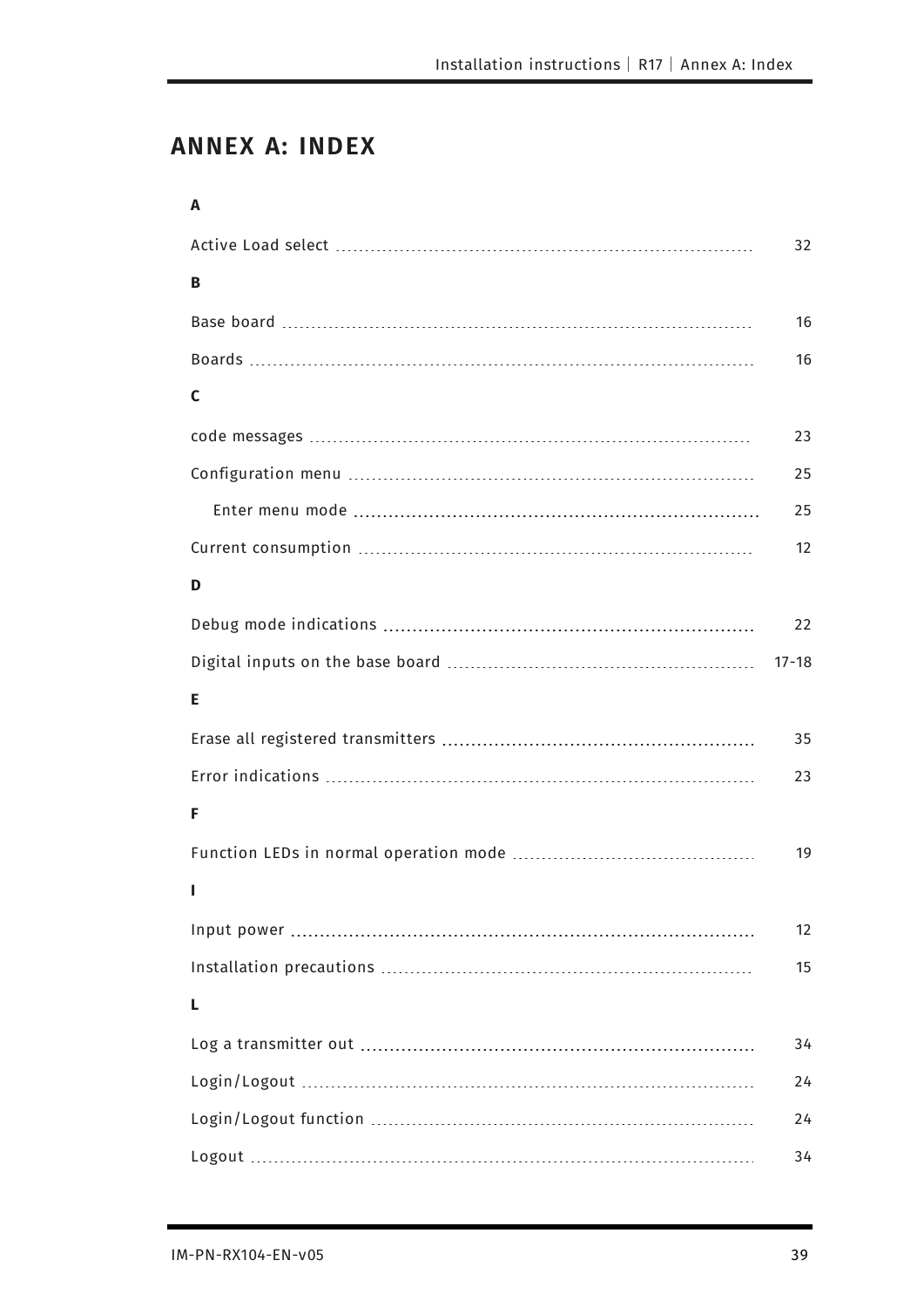# ANNEX A: INDEX

**A**

Active Load select ........ 32

**B**

Base board ........ 16

Boards ........ 16

**C**

code messages ........ 23

Configuration menu ........ 25

    Enter menu mode ........ 25

Current consumption ........ 12

**D**

Debug mode indications ........ 22

Digital inputs on the base board ........ 17-18

**E**

Erase all registered transmitters ........ 35

Error indications ........ 23

**F**

Function LEDs in normal operation mode ........ 19

**I**

Input power ........ 12

Installation precautions ........ 15

**L**

Log a transmitter out ........ 34

Login/Logout ........ 24

Login/Logout function ........ 24

Logout ........ 34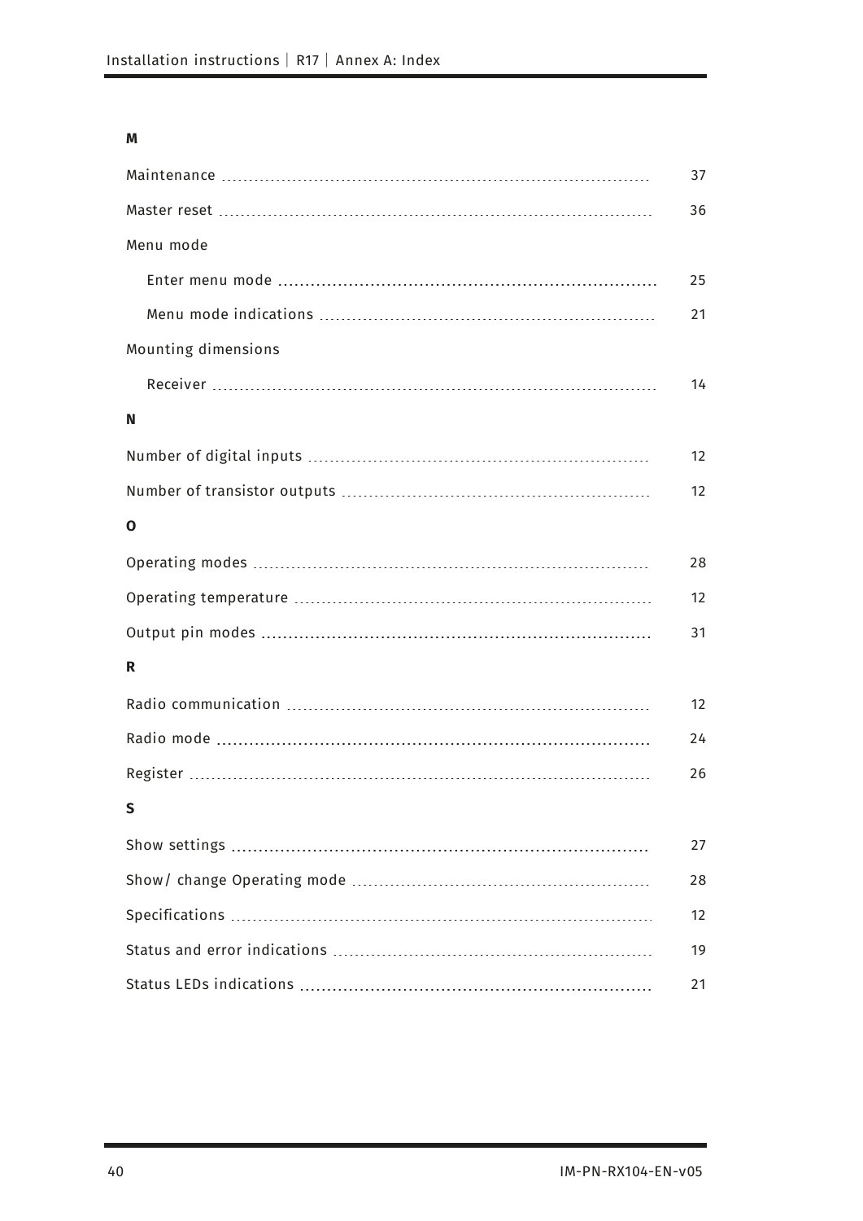**M**

Maintenance ........ 37

Master reset ........ 36

Menu mode

- Enter menu mode ........ 25
- Menu mode indications ........ 21

Mounting dimensions

- Receiver ........ 14

**N**

Number of digital inputs ........ 12

Number of transistor outputs ........ 12

**O**

Operating modes ........ 28

Operating temperature ........ 12

Output pin modes ........ 31

**R**

Radio communication ........ 12

Radio mode ........ 24

Register ........ 26

**S**

Show settings ........ 27

Show/ change Operating mode ........ 28

Specifications ........ 12

Status and error indications ........ 19

Status LEDs indications ........ 21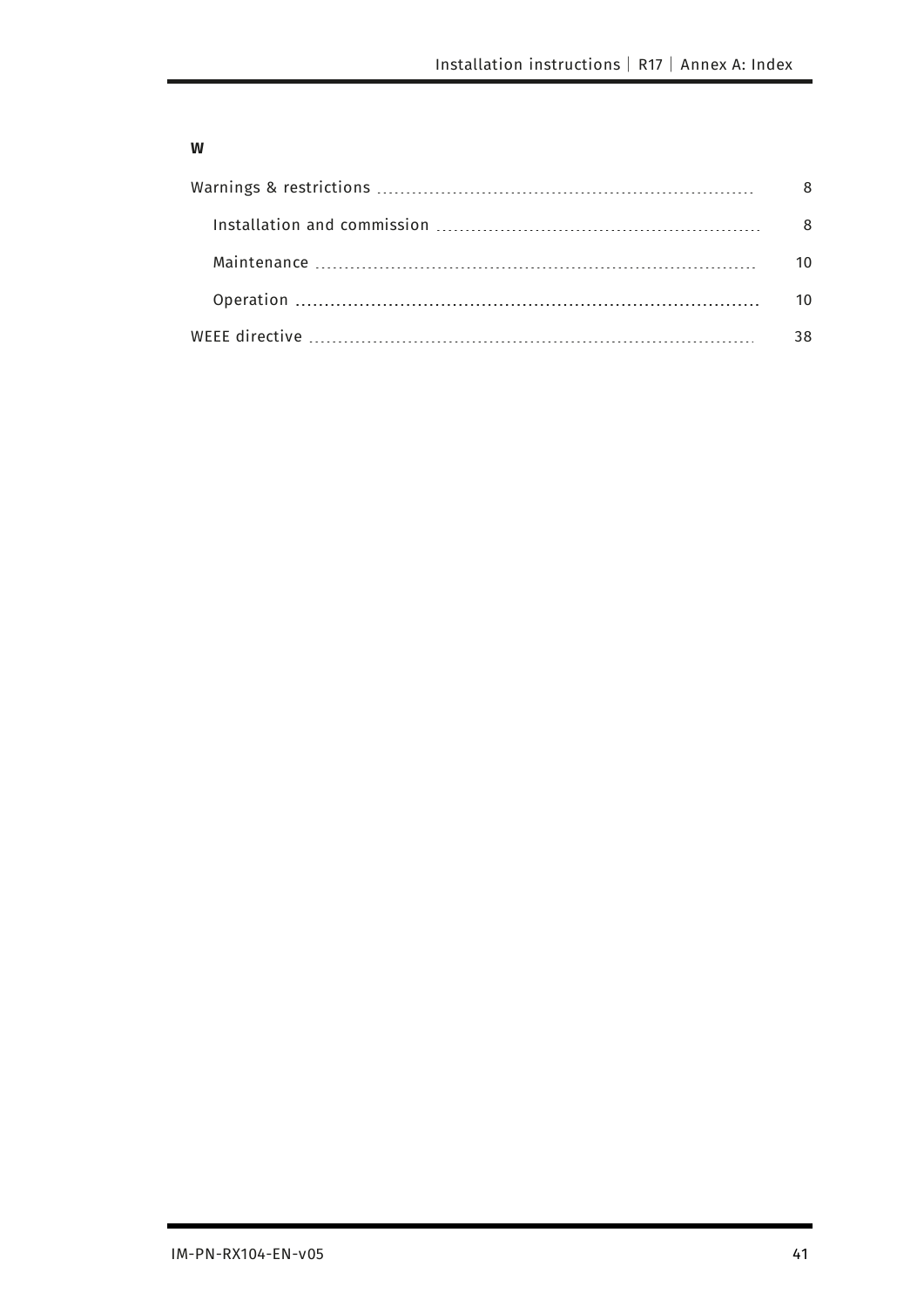**W**

Warnings & restrictions ........ 8

  Installation and commission ........ 8

  Maintenance ........ 10

  Operation ........ 10

WEEE directive ........ 38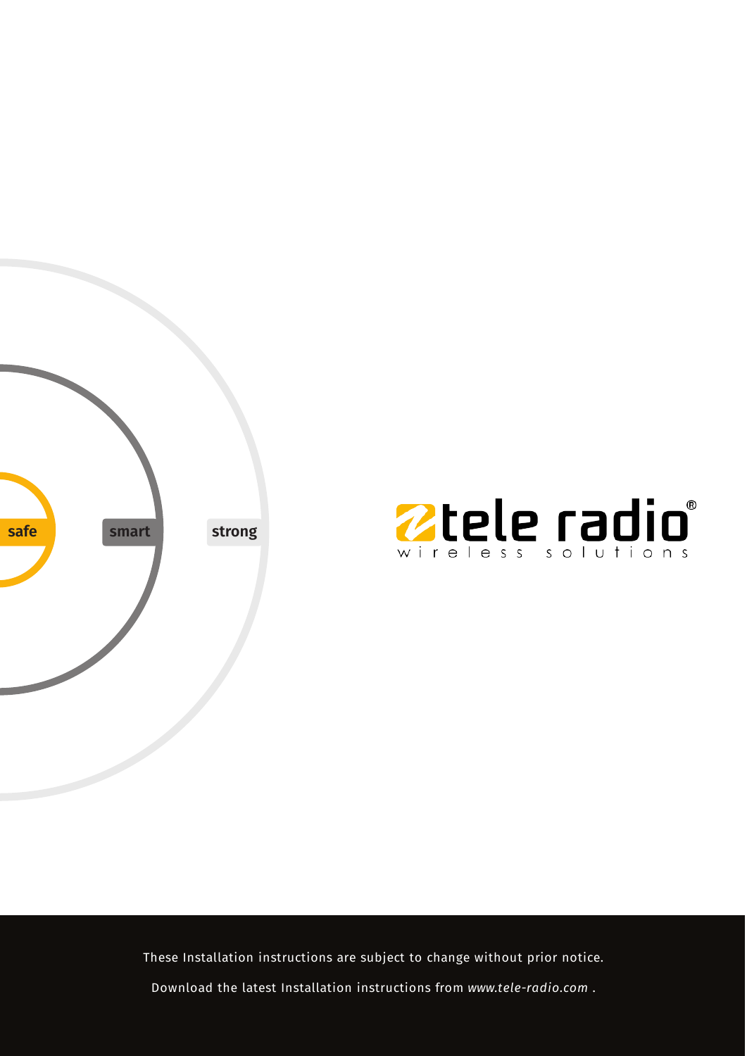safe

smart

strong

tele radio®
wireless solutions

These Installation instructions are subject to change without prior notice.

Download the latest Installation instructions from *www.tele-radio.com* .